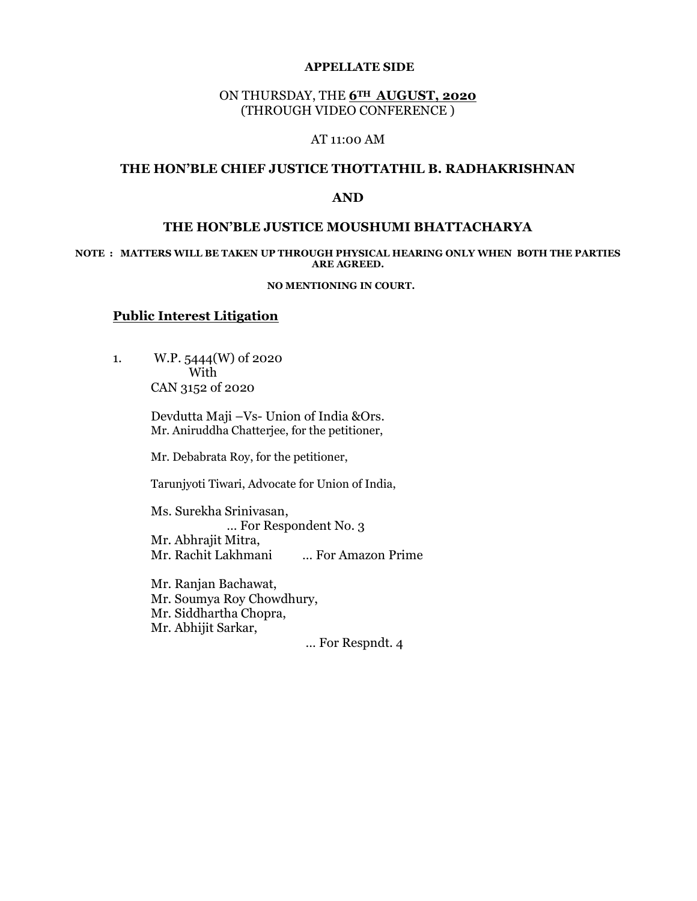**APPELLATE SIDE**

ON THURSDAY, THE **6TH AUGUST, 2020**
(THROUGH VIDEO CONFERENCE )

AT 11:00 AM

**THE HON'BLE CHIEF JUSTICE THOTTATHIL B. RADHAKRISHNAN**

**AND**

**THE HON'BLE JUSTICE MOUSHUMI BHATTACHARYA**

**NOTE : MATTERS WILL BE TAKEN UP THROUGH PHYSICAL HEARING ONLY WHEN BOTH THE PARTIES ARE AGREED.**

**NO MENTIONING IN COURT.**

**Public Interest Litigation**

1. W.P. 5444(W) of 2020
   With
   CAN 3152 of 2020

   Devdutta Maji –Vs- Union of India &Ors.
   Mr. Aniruddha Chatterjee, for the petitioner,

   Mr. Debabrata Roy, for the petitioner,

   Tarunjyoti Tiwari, Advocate for Union of India,

   Ms. Surekha Srinivasan,
   ... For Respondent No. 3
   Mr. Abhrajit Mitra,
   Mr. Rachit Lakhmani ... For Amazon Prime

   Mr. Ranjan Bachawat,
   Mr. Soumya Roy Chowdhury,
   Mr. Siddhartha Chopra,
   Mr. Abhijit Sarkar,
   ... For Respndt. 4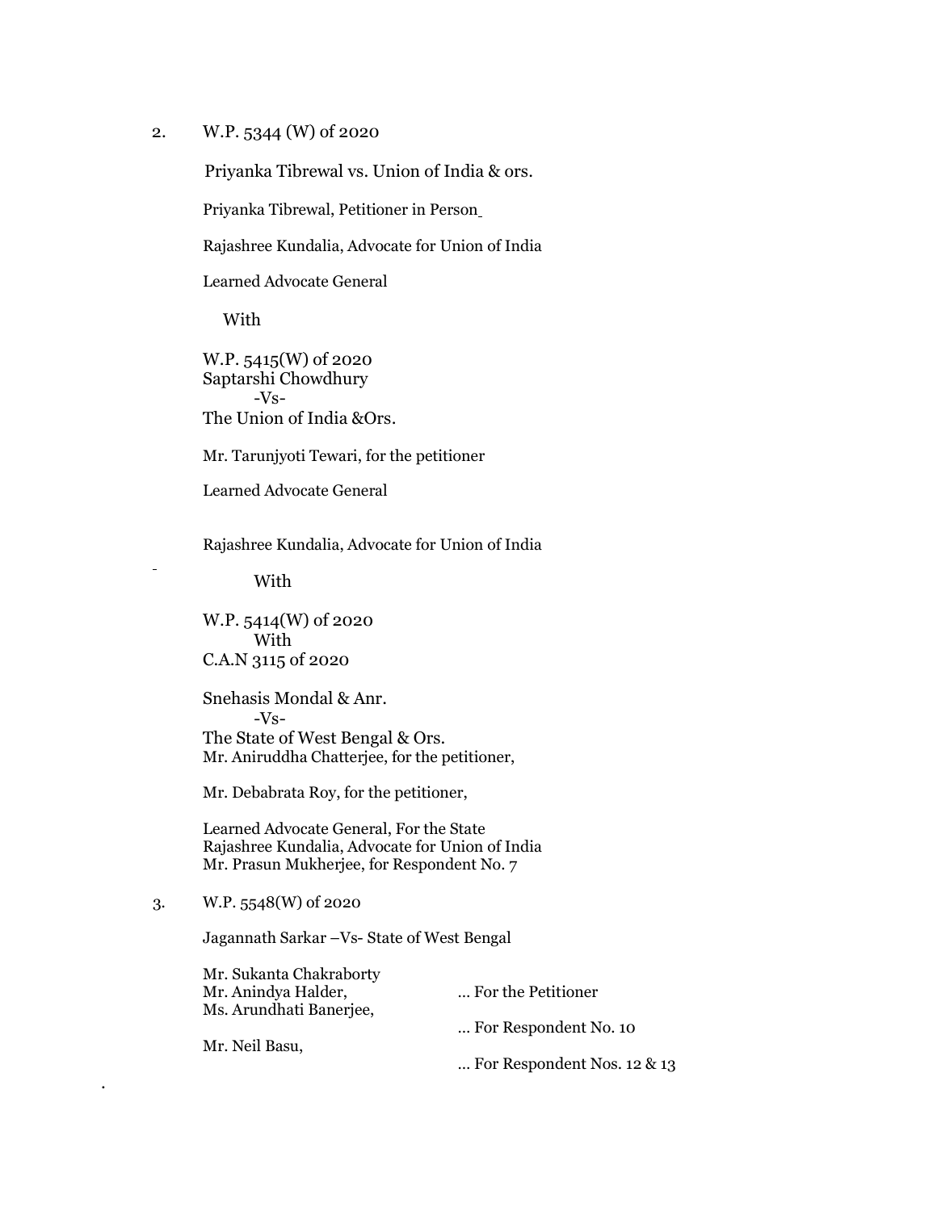2. W.P. 5344 (W) of 2020

Priyanka Tibrewal vs. Union of India & ors.

Priyanka Tibrewal, Petitioner in Person

Rajashree Kundalia, Advocate for Union of India

Learned Advocate General

With

W.P. 5415(W) of 2020
Saptarshi Chowdhury
-Vs-
The Union of India &Ors.

Mr. Tarunjyoti Tewari, for the petitioner

Learned Advocate General

Rajashree Kundalia, Advocate for Union of India

With

W.P. 5414(W) of 2020
With
C.A.N 3115 of 2020

Snehasis Mondal & Anr.
-Vs-
The State of West Bengal & Ors.
Mr. Aniruddha Chatterjee, for the petitioner,

Mr. Debabrata Roy, for the petitioner,

Learned Advocate General, For the State
Rajashree Kundalia, Advocate for Union of India
Mr. Prasun Mukherjee, for Respondent No. 7

3. W.P. 5548(W) of 2020

Jagannath Sarkar –Vs- State of West Bengal

Mr. Sukanta Chakraborty
Mr. Anindya Halder, ... For the Petitioner
Ms. Arundhati Banerjee,
... For Respondent No. 10
Mr. Neil Basu,
... For Respondent Nos. 12 & 13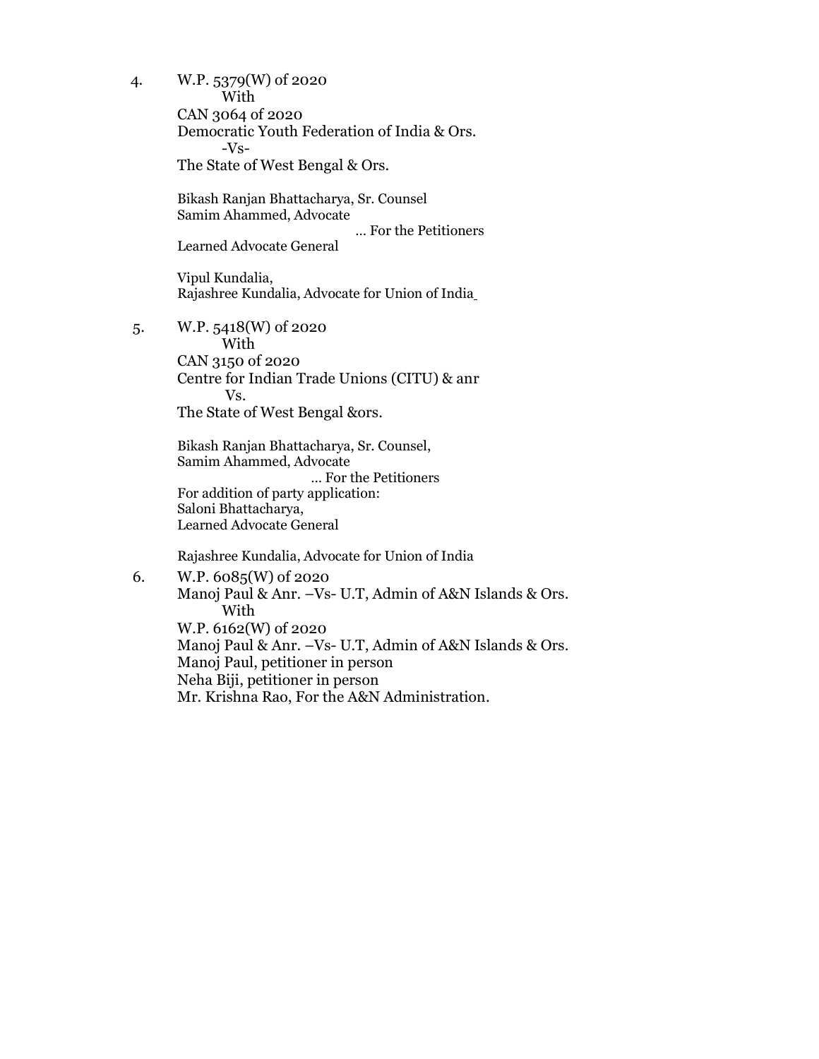4. W.P. 5379(W) of 2020
   With
   CAN 3064 of 2020
   Democratic Youth Federation of India & Ors.
   -Vs-
   The State of West Bengal & Ors.

   Bikash Ranjan Bhattacharya, Sr. Counsel
   Samim Ahammed, Advocate
   … For the Petitioners
   Learned Advocate General

   Vipul Kundalia,
   Rajashree Kundalia, Advocate for Union of India

5. W.P. 5418(W) of 2020
   With
   CAN 3150 of 2020
   Centre for Indian Trade Unions (CITU) & anr
   Vs.
   The State of West Bengal &ors.

   Bikash Ranjan Bhattacharya, Sr. Counsel,
   Samim Ahammed, Advocate
   … For the Petitioners
   For addition of party application:
   Saloni Bhattacharya,
   Learned Advocate General

   Rajashree Kundalia, Advocate for Union of India

6. W.P. 6085(W) of 2020
   Manoj Paul & Anr. –Vs- U.T, Admin of A&N Islands & Ors.
   With
   W.P. 6162(W) of 2020
   Manoj Paul & Anr. –Vs- U.T, Admin of A&N Islands & Ors.
   Manoj Paul, petitioner in person
   Neha Biji, petitioner in person
   Mr. Krishna Rao, For the A&N Administration.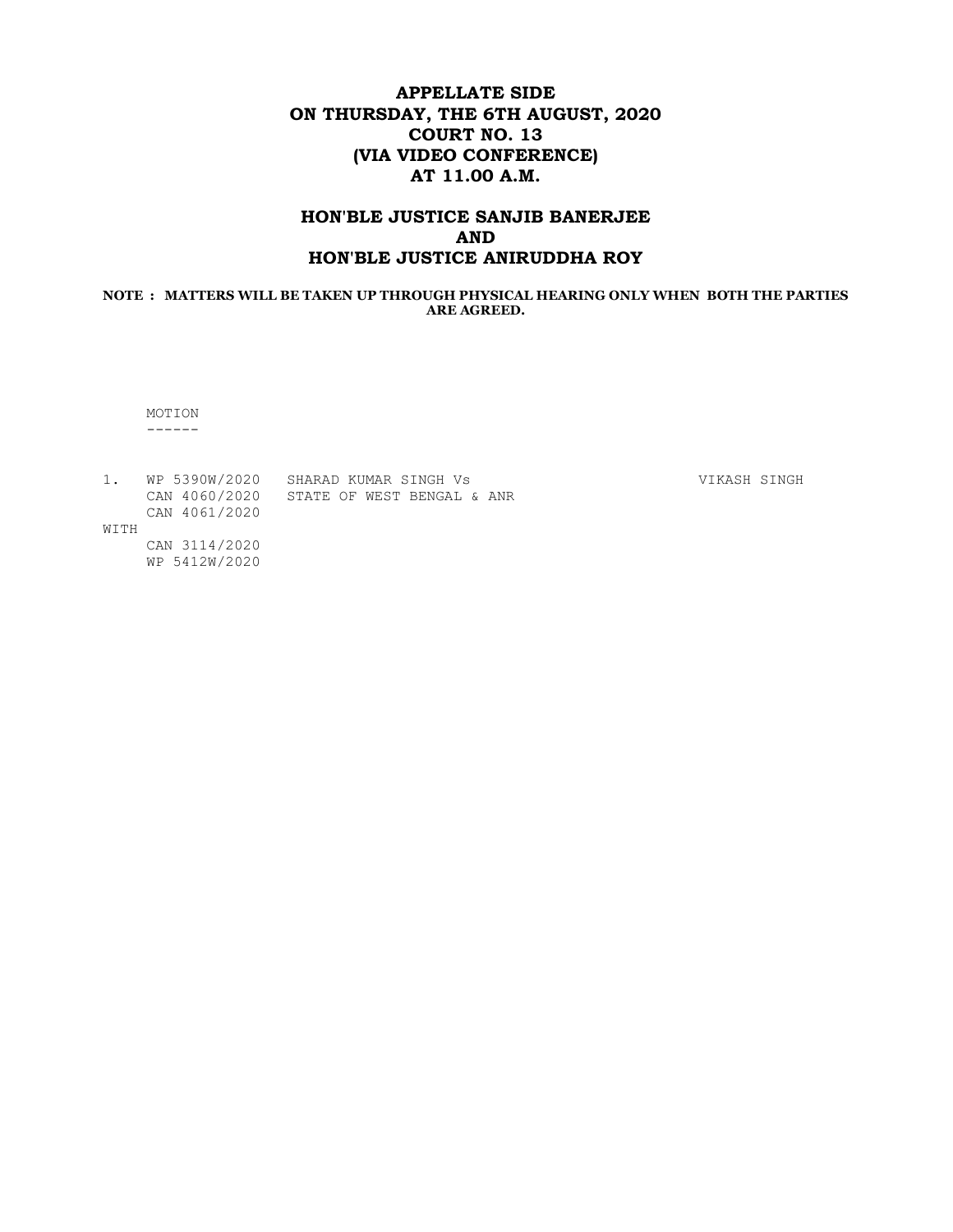# APPELLATE SIDE
# ON THURSDAY, THE 6TH AUGUST, 2020
# COURT NO. 13
# (VIA VIDEO CONFERENCE)
# AT 11.00 A.M.

## HON'BLE JUSTICE SANJIB BANERJEE
## AND
## HON'BLE JUSTICE ANIRUDDHA ROY

**NOTE : MATTERS WILL BE TAKEN UP THROUGH PHYSICAL HEARING ONLY WHEN BOTH THE PARTIES ARE AGREED.**

```
     MOTION
     ------

1.   WP 5390W/2020   SHARAD KUMAR SINGH Vs                       VIKASH SINGH
     CAN 4060/2020   STATE OF WEST BENGAL & ANR
     CAN 4061/2020
WITH
     CAN 3114/2020
     WP 5412W/2020
```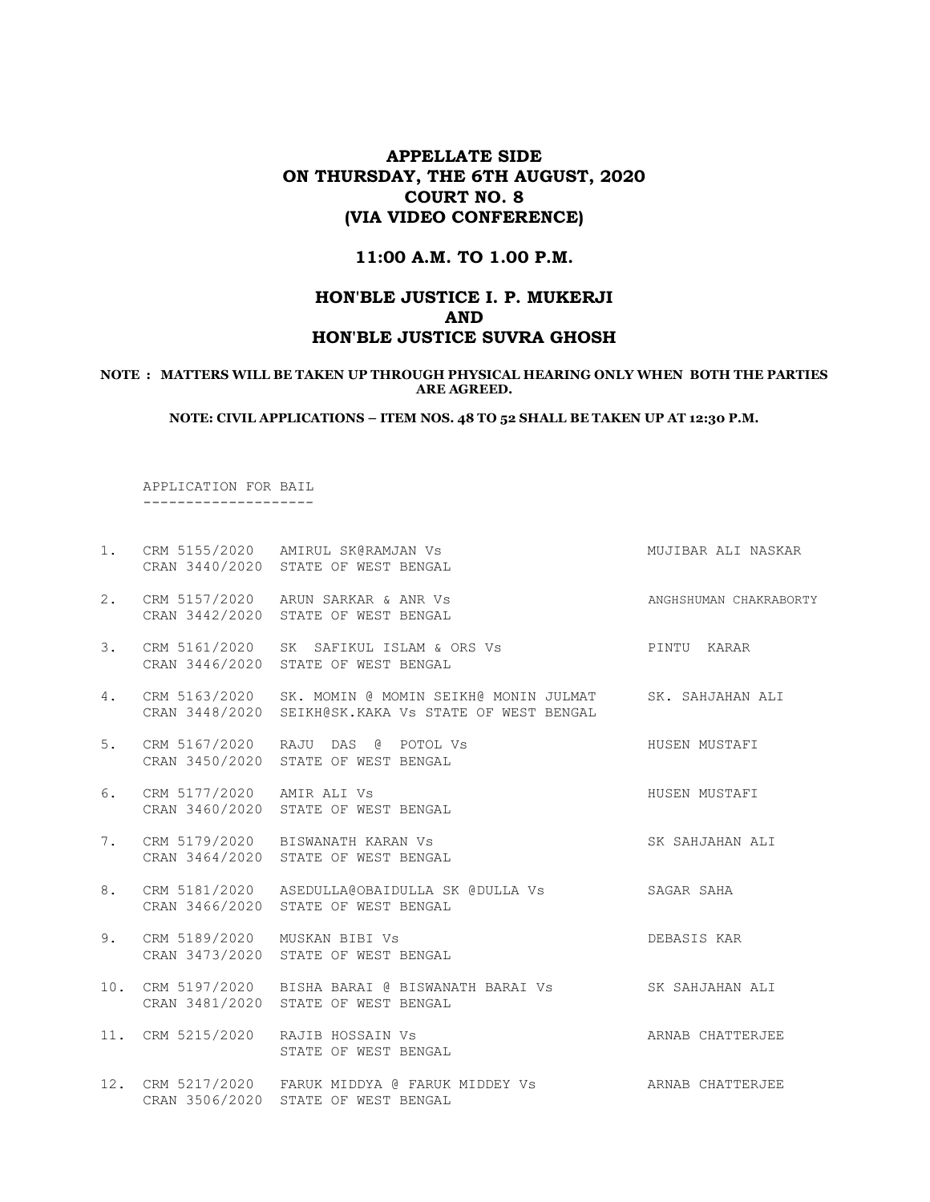# APPELLATE SIDE
# ON THURSDAY, THE 6TH AUGUST, 2020
# COURT NO. 8
# (VIA VIDEO CONFERENCE)

## 11:00 A.M. TO 1.00 P.M.

## HON'BLE JUSTICE I. P. MUKERJI
## AND
## HON'BLE JUSTICE SUVRA GHOSH

**NOTE : MATTERS WILL BE TAKEN UP THROUGH PHYSICAL HEARING ONLY WHEN BOTH THE PARTIES ARE AGREED.**

**NOTE: CIVIL APPLICATIONS – ITEM NOS. 48 TO 52 SHALL BE TAKEN UP AT 12:30 P.M.**

APPLICATION FOR BAIL
--------------------

| No. | Case No. | Parties | Advocate |
|---|---|---|---|
| 1. | CRM 5155/2020<br>CRAN 3440/2020 | AMIRUL SK@RAMJAN Vs<br>STATE OF WEST BENGAL | MUJIBAR ALI NASKAR |
| 2. | CRM 5157/2020<br>CRAN 3442/2020 | ARUN SARKAR & ANR Vs<br>STATE OF WEST BENGAL | ANGHSHUMAN CHAKRABORTY |
| 3. | CRM 5161/2020<br>CRAN 3446/2020 | SK SAFIKUL ISLAM & ORS Vs<br>STATE OF WEST BENGAL | PINTU KARAR |
| 4. | CRM 5163/2020<br>CRAN 3448/2020 | SK. MOMIN @ MOMIN SEIKH@ MONIN JULMAT<br>SEIKH@SK.KAKA Vs STATE OF WEST BENGAL | SK. SAHJAHAN ALI |
| 5. | CRM 5167/2020<br>CRAN 3450/2020 | RAJU DAS @ POTOL Vs<br>STATE OF WEST BENGAL | HUSEN MUSTAFI |
| 6. | CRM 5177/2020<br>CRAN 3460/2020 | AMIR ALI Vs<br>STATE OF WEST BENGAL | HUSEN MUSTAFI |
| 7. | CRM 5179/2020<br>CRAN 3464/2020 | BISWANATH KARAN Vs<br>STATE OF WEST BENGAL | SK SAHJAHAN ALI |
| 8. | CRM 5181/2020<br>CRAN 3466/2020 | ASEDULLA@OBAIDULLA SK @DULLA Vs<br>STATE OF WEST BENGAL | SAGAR SAHA |
| 9. | CRM 5189/2020<br>CRAN 3473/2020 | MUSKAN BIBI Vs<br>STATE OF WEST BENGAL | DEBASIS KAR |
| 10. | CRM 5197/2020<br>CRAN 3481/2020 | BISHA BARAI @ BISWANATH BARAI Vs<br>STATE OF WEST BENGAL | SK SAHJAHAN ALI |
| 11. | CRM 5215/2020 | RAJIB HOSSAIN Vs<br>STATE OF WEST BENGAL | ARNAB CHATTERJEE |
| 12. | CRM 5217/2020<br>CRAN 3506/2020 | FARUK MIDDYA @ FARUK MIDDEY Vs<br>STATE OF WEST BENGAL | ARNAB CHATTERJEE |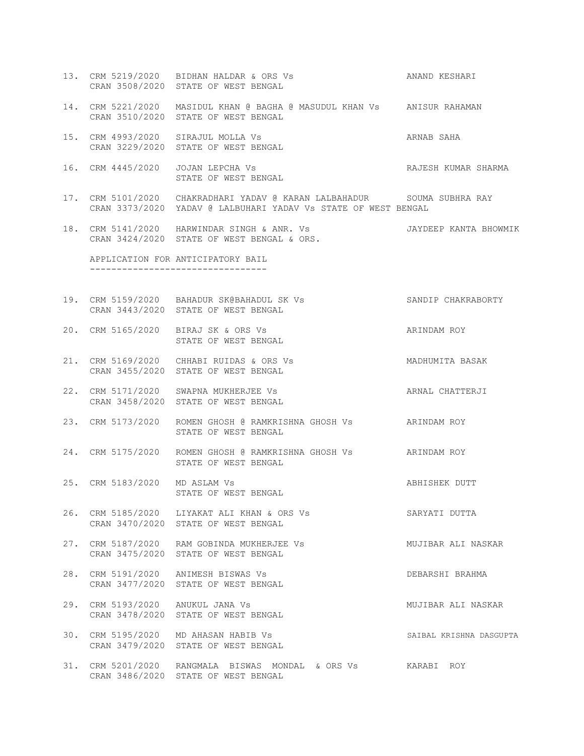13. CRM 5219/2020 CRAN 3508/2020 BIDHAN HALDAR & ORS Vs STATE OF WEST BENGAL — ANAND KESHARI

14. CRM 5221/2020 CRAN 3510/2020 MASIDUL KHAN @ BAGHA @ MASUDUL KHAN Vs STATE OF WEST BENGAL — ANISUR RAHAMAN

15. CRM 4993/2020 CRAN 3229/2020 SIRAJUL MOLLA Vs STATE OF WEST BENGAL — ARNAB SAHA

16. CRM 4445/2020 JOJAN LEPCHA Vs STATE OF WEST BENGAL — RAJESH KUMAR SHARMA

17. CRM 5101/2020 CRAN 3373/2020 CHAKRADHARI YADAV @ KARAN LALBAHADUR YADAV @ LALBUHARI YADAV Vs STATE OF WEST BENGAL — SOUMA SUBHRA RAY

18. CRM 5141/2020 CRAN 3424/2020 HARWINDAR SINGH & ANR. Vs STATE OF WEST BENGAL & ORS. — JAYDEEP KANTA BHOWMIK

APPLICATION FOR ANTICIPATORY BAIL
---------------------------------

19. CRM 5159/2020 CRAN 3443/2020 BAHADUR SK@BAHADUL SK Vs STATE OF WEST BENGAL — SANDIP CHAKRABORTY

20. CRM 5165/2020 BIRAJ SK & ORS Vs STATE OF WEST BENGAL — ARINDAM ROY

21. CRM 5169/2020 CRAN 3455/2020 CHHABI RUIDAS & ORS Vs STATE OF WEST BENGAL — MADHUMITA BASAK

22. CRM 5171/2020 CRAN 3458/2020 SWAPNA MUKHERJEE Vs STATE OF WEST BENGAL — ARNAL CHATTERJI

23. CRM 5173/2020 ROMEN GHOSH @ RAMKRISHNA GHOSH Vs STATE OF WEST BENGAL — ARINDAM ROY

24. CRM 5175/2020 ROMEN GHOSH @ RAMKRISHNA GHOSH Vs STATE OF WEST BENGAL — ARINDAM ROY

25. CRM 5183/2020 MD ASLAM Vs STATE OF WEST BENGAL — ABHISHEK DUTT

26. CRM 5185/2020 CRAN 3470/2020 LIYAKAT ALI KHAN & ORS Vs STATE OF WEST BENGAL — SARYATI DUTTA

27. CRM 5187/2020 CRAN 3475/2020 RAM GOBINDA MUKHERJEE Vs STATE OF WEST BENGAL — MUJIBAR ALI NASKAR

28. CRM 5191/2020 CRAN 3477/2020 ANIMESH BISWAS Vs STATE OF WEST BENGAL — DEBARSHI BRAHMA

29. CRM 5193/2020 CRAN 3478/2020 ANUKUL JANA Vs STATE OF WEST BENGAL — MUJIBAR ALI NASKAR

30. CRM 5195/2020 CRAN 3479/2020 MD AHASAN HABIB Vs STATE OF WEST BENGAL — SAIBAL KRISHNA DASGUPTA

31. CRM 5201/2020 CRAN 3486/2020 RANGMALA BISWAS MONDAL & ORS Vs STATE OF WEST BENGAL — KARABI ROY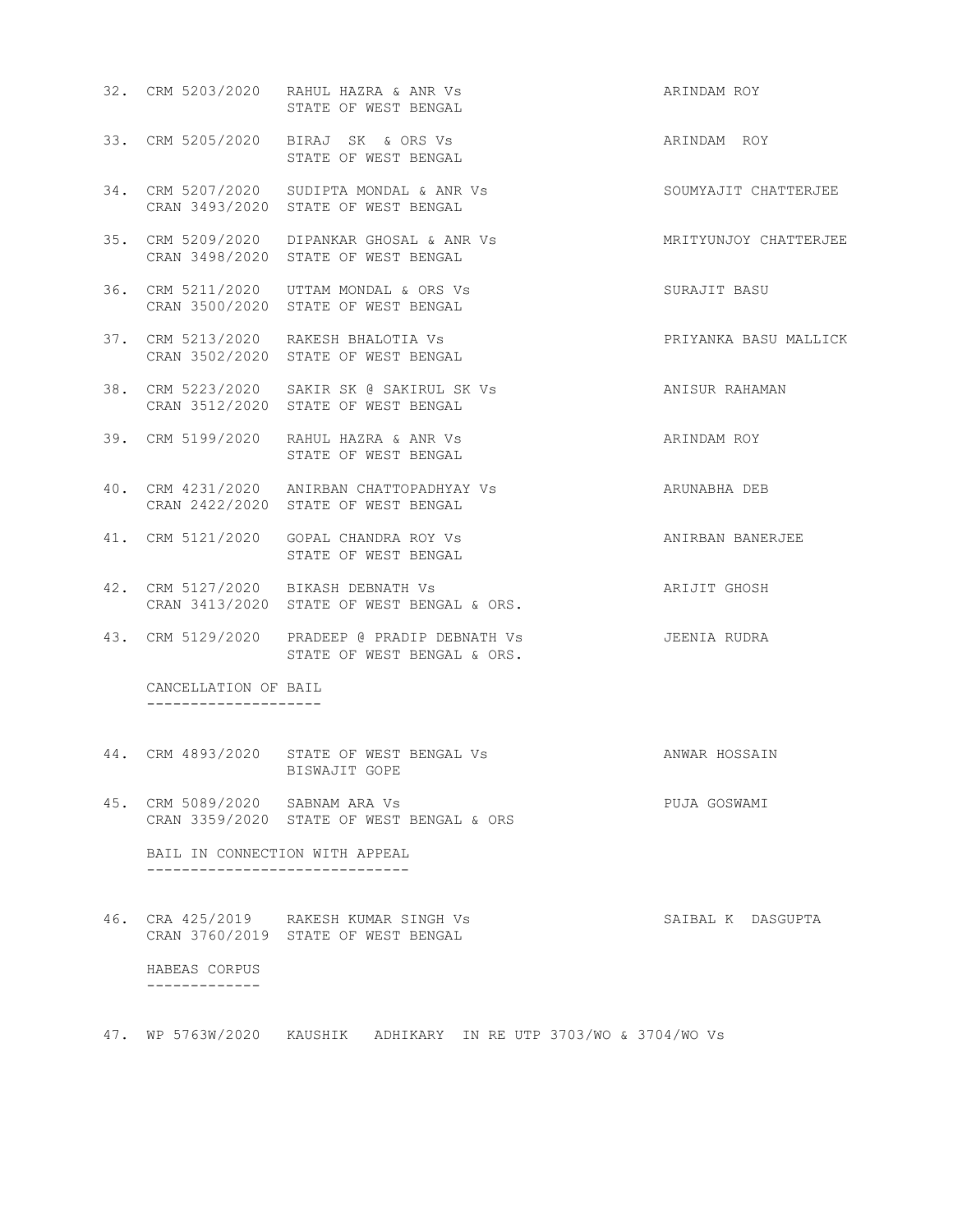| No. | Case No. | Parties | Advocate |
|---|---|---|---|
| 32. | CRM 5203/2020 | RAHUL HAZRA & ANR Vs STATE OF WEST BENGAL | ARINDAM ROY |
| 33. | CRM 5205/2020 | BIRAJ SK & ORS Vs STATE OF WEST BENGAL | ARINDAM ROY |
| 34. | CRM 5207/2020 CRAN 3493/2020 | SUDIPTA MONDAL & ANR Vs STATE OF WEST BENGAL | SOUMYAJIT CHATTERJEE |
| 35. | CRM 5209/2020 CRAN 3498/2020 | DIPANKAR GHOSAL & ANR Vs STATE OF WEST BENGAL | MRITYUNJOY CHATTERJEE |
| 36. | CRM 5211/2020 CRAN 3500/2020 | UTTAM MONDAL & ORS Vs STATE OF WEST BENGAL | SURAJIT BASU |
| 37. | CRM 5213/2020 CRAN 3502/2020 | RAKESH BHALOTIA Vs STATE OF WEST BENGAL | PRIYANKA BASU MALLICK |
| 38. | CRM 5223/2020 CRAN 3512/2020 | SAKIR SK @ SAKIRUL SK Vs STATE OF WEST BENGAL | ANISUR RAHAMAN |
| 39. | CRM 5199/2020 | RAHUL HAZRA & ANR Vs STATE OF WEST BENGAL | ARINDAM ROY |
| 40. | CRM 4231/2020 CRAN 2422/2020 | ANIRBAN CHATTOPADHYAY Vs STATE OF WEST BENGAL | ARUNABHA DEB |
| 41. | CRM 5121/2020 | GOPAL CHANDRA ROY Vs STATE OF WEST BENGAL | ANIRBAN BANERJEE |
| 42. | CRM 5127/2020 CRAN 3413/2020 | BIKASH DEBNATH Vs STATE OF WEST BENGAL & ORS. | ARIJIT GHOSH |
| 43. | CRM 5129/2020 | PRADEEP @ PRADIP DEBNATH Vs STATE OF WEST BENGAL & ORS. | JEENIA RUDRA |

## CANCELLATION OF BAIL

| No. | Case No. | Parties | Advocate |
|---|---|---|---|
| 44. | CRM 4893/2020 | STATE OF WEST BENGAL Vs BISWAJIT GOPE | ANWAR HOSSAIN |
| 45. | CRM 5089/2020 CRAN 3359/2020 | SABNAM ARA Vs STATE OF WEST BENGAL & ORS | PUJA GOSWAMI |

## BAIL IN CONNECTION WITH APPEAL

| No. | Case No. | Parties | Advocate |
|---|---|---|---|
| 46. | CRA 425/2019 CRAN 3760/2019 | RAKESH KUMAR SINGH Vs STATE OF WEST BENGAL | SAIBAL K DASGUPTA |

## HABEAS CORPUS

47. WP 5763W/2020 KAUSHIK ADHIKARY IN RE UTP 3703/WO & 3704/WO Vs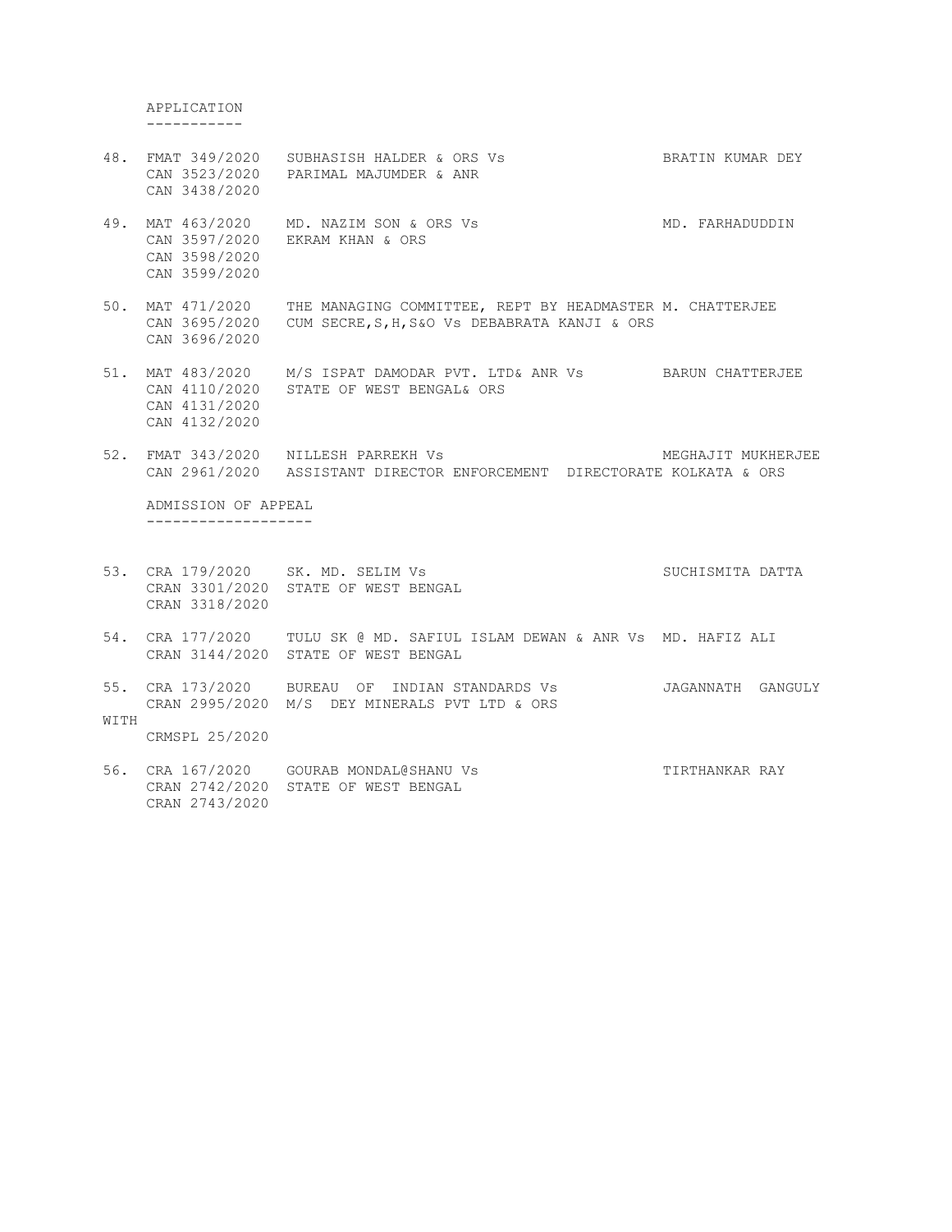APPLICATION
-----------

48. FMAT 349/2020 SUBHASISH HALDER & ORS Vs BRATIN KUMAR DEY
    CAN 3523/2020 PARIMAL MAJUMDER & ANR
    CAN 3438/2020

49. MAT 463/2020 MD. NAZIM SON & ORS Vs MD. FARHADUDDIN
    CAN 3597/2020 EKRAM KHAN & ORS
    CAN 3598/2020
    CAN 3599/2020

50. MAT 471/2020 THE MANAGING COMMITTEE, REPT BY HEADMASTER M. CHATTERJEE
    CAN 3695/2020 CUM SECRE,S,H,S&O Vs DEBABRATA KANJI & ORS
    CAN 3696/2020

51. MAT 483/2020 M/S ISPAT DAMODAR PVT. LTD& ANR Vs BARUN CHATTERJEE
    CAN 4110/2020 STATE OF WEST BENGAL& ORS
    CAN 4131/2020
    CAN 4132/2020

52. FMAT 343/2020 NILLESH PARREKH Vs MEGHAJIT MUKHERJEE
    CAN 2961/2020 ASSISTANT DIRECTOR ENFORCEMENT DIRECTORATE KOLKATA & ORS

ADMISSION OF APPEAL
-------------------

53. CRA 179/2020 SK. MD. SELIM Vs SUCHISMITA DATTA
    CRAN 3301/2020 STATE OF WEST BENGAL
    CRAN 3318/2020

54. CRA 177/2020 TULU SK @ MD. SAFIUL ISLAM DEWAN & ANR Vs MD. HAFIZ ALI
    CRAN 3144/2020 STATE OF WEST BENGAL

55. CRA 173/2020 BUREAU OF INDIAN STANDARDS Vs JAGANNATH GANGULY
    CRAN 2995/2020 M/S DEY MINERALS PVT LTD & ORS

WITH

    CRMSPL 25/2020

56. CRA 167/2020 GOURAB MONDAL@SHANU Vs TIRTHANKAR RAY
    CRAN 2742/2020 STATE OF WEST BENGAL
    CRAN 2743/2020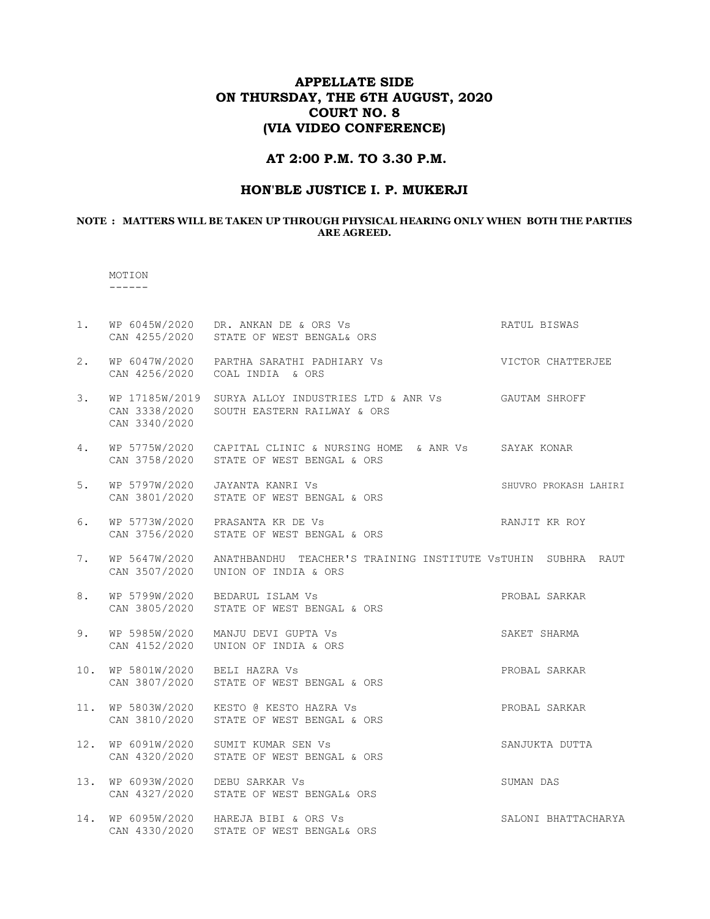# APPELLATE SIDE
# ON THURSDAY, THE 6TH AUGUST, 2020
# COURT NO. 8
# (VIA VIDEO CONFERENCE)

## AT 2:00 P.M. TO 3.30 P.M.

## HON'BLE JUSTICE I. P. MUKERJI

**NOTE : MATTERS WILL BE TAKEN UP THROUGH PHYSICAL HEARING ONLY WHEN BOTH THE PARTIES ARE AGREED.**

MOTION
------

| No. | Case No. | Parties | Advocate |
|---|---|---|---|
| 1. | WP 6045W/2020<br>CAN 4255/2020 | DR. ANKAN DE & ORS Vs<br>STATE OF WEST BENGAL& ORS | RATUL BISWAS |
| 2. | WP 6047W/2020<br>CAN 4256/2020 | PARTHA SARATHI PADHIARY Vs<br>COAL INDIA & ORS | VICTOR CHATTERJEE |
| 3. | WP 17185W/2019<br>CAN 3338/2020<br>CAN 3340/2020 | SURYA ALLOY INDUSTRIES LTD & ANR Vs<br>SOUTH EASTERN RAILWAY & ORS | GAUTAM SHROFF |
| 4. | WP 5775W/2020<br>CAN 3758/2020 | CAPITAL CLINIC & NURSING HOME & ANR Vs<br>STATE OF WEST BENGAL & ORS | SAYAK KONAR |
| 5. | WP 5797W/2020<br>CAN 3801/2020 | JAYANTA KANRI Vs<br>STATE OF WEST BENGAL & ORS | SHUVRO PROKASH LAHIRI |
| 6. | WP 5773W/2020<br>CAN 3756/2020 | PRASANTA KR DE Vs<br>STATE OF WEST BENGAL & ORS | RANJIT KR ROY |
| 7. | WP 5647W/2020<br>CAN 3507/2020 | ANATHBANDHU TEACHER'S TRAINING INSTITUTE Vs<br>UNION OF INDIA & ORS | TUHIN SUBHRA RAUT |
| 8. | WP 5799W/2020<br>CAN 3805/2020 | BEDARUL ISLAM Vs<br>STATE OF WEST BENGAL & ORS | PROBAL SARKAR |
| 9. | WP 5985W/2020<br>CAN 4152/2020 | MANJU DEVI GUPTA Vs<br>UNION OF INDIA & ORS | SAKET SHARMA |
| 10. | WP 5801W/2020<br>CAN 3807/2020 | BELI HAZRA Vs<br>STATE OF WEST BENGAL & ORS | PROBAL SARKAR |
| 11. | WP 5803W/2020<br>CAN 3810/2020 | KESTO @ KESTO HAZRA Vs<br>STATE OF WEST BENGAL & ORS | PROBAL SARKAR |
| 12. | WP 6091W/2020<br>CAN 4320/2020 | SUMIT KUMAR SEN Vs<br>STATE OF WEST BENGAL & ORS | SANJUKTA DUTTA |
| 13. | WP 6093W/2020<br>CAN 4327/2020 | DEBU SARKAR Vs<br>STATE OF WEST BENGAL& ORS | SUMAN DAS |
| 14. | WP 6095W/2020<br>CAN 4330/2020 | HAREJA BIBI & ORS Vs<br>STATE OF WEST BENGAL& ORS | SALONI BHATTACHARYA |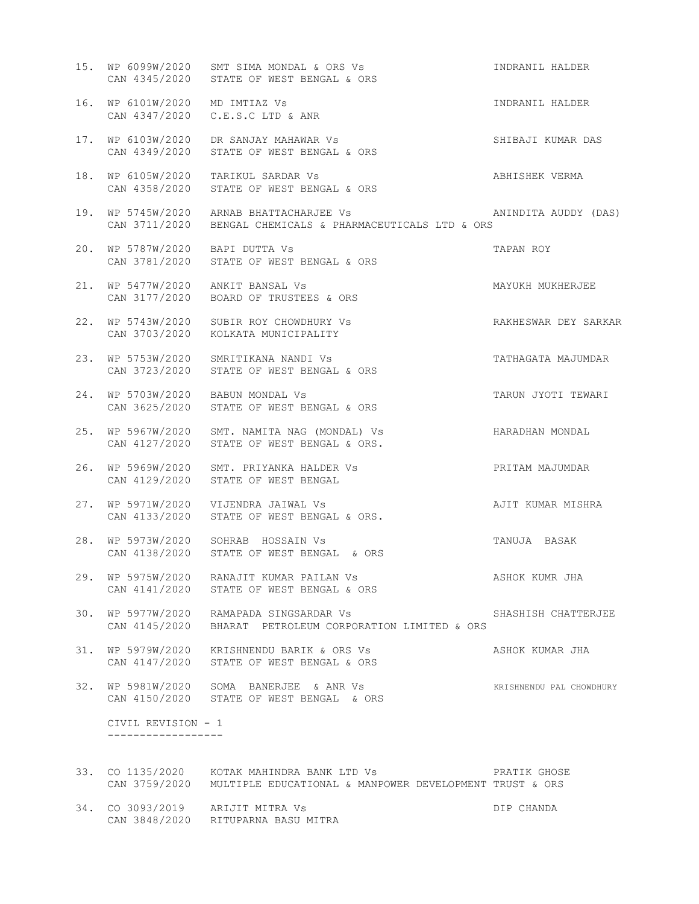15. WP 6099W/2020 SMT SIMA MONDAL & ORS Vs INDRANIL HALDER
    CAN 4345/2020 STATE OF WEST BENGAL & ORS

16. WP 6101W/2020 MD IMTIAZ Vs INDRANIL HALDER
    CAN 4347/2020 C.E.S.C LTD & ANR

17. WP 6103W/2020 DR SANJAY MAHAWAR Vs SHIBAJI KUMAR DAS
    CAN 4349/2020 STATE OF WEST BENGAL & ORS

18. WP 6105W/2020 TARIKUL SARDAR Vs ABHISHEK VERMA
    CAN 4358/2020 STATE OF WEST BENGAL & ORS

19. WP 5745W/2020 ARNAB BHATTACHARJEE Vs ANINDITA AUDDY (DAS)
    CAN 3711/2020 BENGAL CHEMICALS & PHARMACEUTICALS LTD & ORS

20. WP 5787W/2020 BAPI DUTTA Vs TAPAN ROY
    CAN 3781/2020 STATE OF WEST BENGAL & ORS

21. WP 5477W/2020 ANKIT BANSAL Vs MAYUKH MUKHERJEE
    CAN 3177/2020 BOARD OF TRUSTEES & ORS

22. WP 5743W/2020 SUBIR ROY CHOWDHURY Vs RAKHESWAR DEY SARKAR
    CAN 3703/2020 KOLKATA MUNICIPALITY

23. WP 5753W/2020 SMRITIKANA NANDI Vs TATHAGATA MAJUMDAR
    CAN 3723/2020 STATE OF WEST BENGAL & ORS

24. WP 5703W/2020 BABUN MONDAL Vs TARUN JYOTI TEWARI
    CAN 3625/2020 STATE OF WEST BENGAL & ORS

25. WP 5967W/2020 SMT. NAMITA NAG (MONDAL) Vs HARADHAN MONDAL
    CAN 4127/2020 STATE OF WEST BENGAL & ORS.

26. WP 5969W/2020 SMT. PRIYANKA HALDER Vs PRITAM MAJUMDAR
    CAN 4129/2020 STATE OF WEST BENGAL

27. WP 5971W/2020 VIJENDRA JAIWAL Vs AJIT KUMAR MISHRA
    CAN 4133/2020 STATE OF WEST BENGAL & ORS.

28. WP 5973W/2020 SOHRAB HOSSAIN Vs TANUJA BASAK
    CAN 4138/2020 STATE OF WEST BENGAL & ORS

29. WP 5975W/2020 RANAJIT KUMAR PAILAN Vs ASHOK KUMR JHA
    CAN 4141/2020 STATE OF WEST BENGAL & ORS

30. WP 5977W/2020 RAMAPADA SINGSARDAR Vs SHASHISH CHATTERJEE
    CAN 4145/2020 BHARAT PETROLEUM CORPORATION LIMITED & ORS

31. WP 5979W/2020 KRISHNENDU BARIK & ORS Vs ASHOK KUMAR JHA
    CAN 4147/2020 STATE OF WEST BENGAL & ORS

32. WP 5981W/2020 SOMA BANERJEE & ANR Vs KRISHNENDU PAL CHOWDHURY
    CAN 4150/2020 STATE OF WEST BENGAL & ORS

CIVIL REVISION - 1
------------------

33. CO 1135/2020 KOTAK MAHINDRA BANK LTD Vs PRATIK GHOSE
    CAN 3759/2020 MULTIPLE EDUCATIONAL & MANPOWER DEVELOPMENT TRUST & ORS

34. CO 3093/2019 ARIJIT MITRA Vs DIP CHANDA
    CAN 3848/2020 RITUPARNA BASU MITRA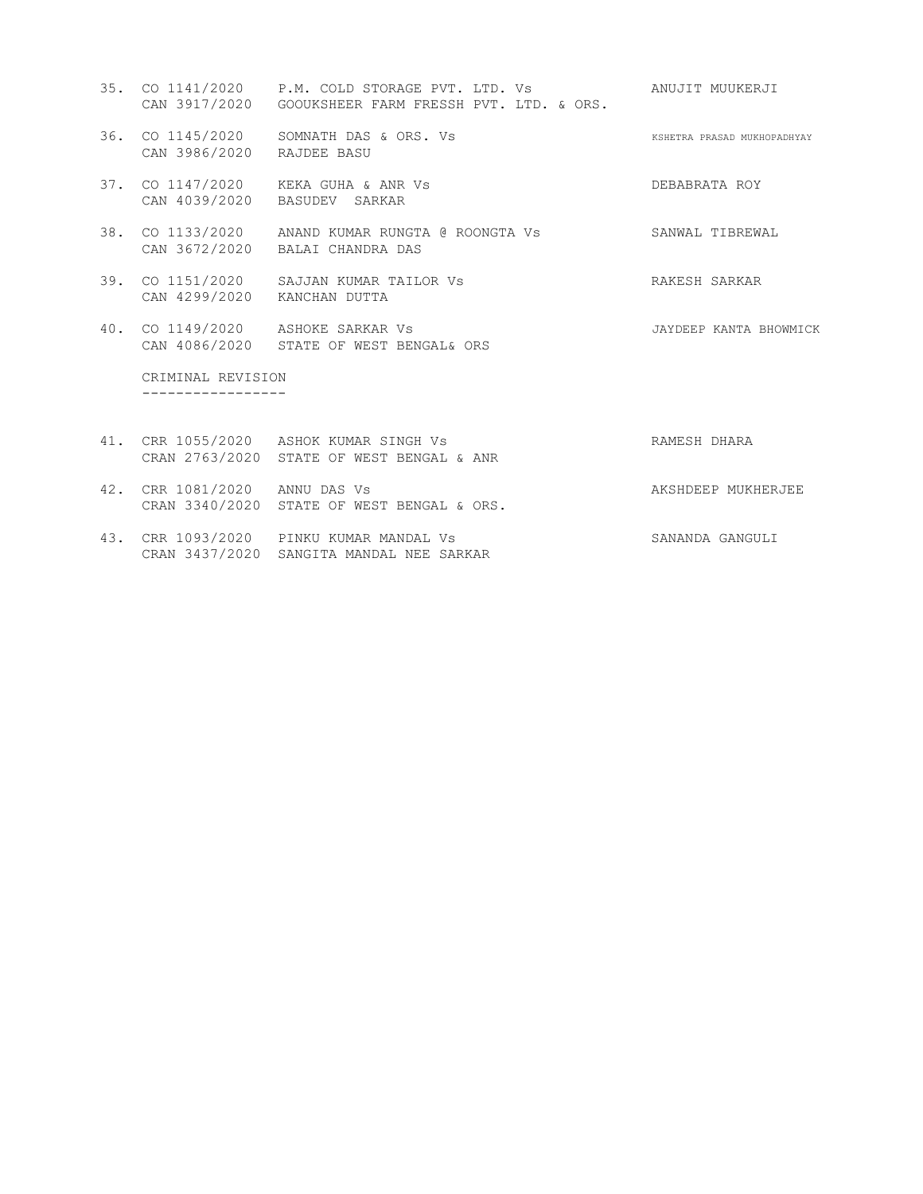| No. | Case No. | Parties | Advocate |
|---|---|---|---|
| 35. | CO 1141/2020<br>CAN 3917/2020 | P.M. COLD STORAGE PVT. LTD. Vs<br>GOOUKSHEER FARM FRESSH PVT. LTD. & ORS. | ANUJIT MUUKERJI |
| 36. | CO 1145/2020<br>CAN 3986/2020 | SOMNATH DAS & ORS. Vs<br>RAJDEE BASU | KSHETRA PRASAD MUKHOPADHYAY |
| 37. | CO 1147/2020<br>CAN 4039/2020 | KEKA GUHA & ANR Vs<br>BASUDEV SARKAR | DEBABRATA ROY |
| 38. | CO 1133/2020<br>CAN 3672/2020 | ANAND KUMAR RUNGTA @ ROONGTA Vs<br>BALAI CHANDRA DAS | SANWAL TIBREWAL |
| 39. | CO 1151/2020<br>CAN 4299/2020 | SAJJAN KUMAR TAILOR Vs<br>KANCHAN DUTTA | RAKESH SARKAR |
| 40. | CO 1149/2020<br>CAN 4086/2020 | ASHOKE SARKAR Vs<br>STATE OF WEST BENGAL& ORS | JAYDEEP KANTA BHOWMICK |

CRIMINAL REVISION
-----------------

| No. | Case No. | Parties | Advocate |
|---|---|---|---|
| 41. | CRR 1055/2020<br>CRAN 2763/2020 | ASHOK KUMAR SINGH Vs<br>STATE OF WEST BENGAL & ANR | RAMESH DHARA |
| 42. | CRR 1081/2020<br>CRAN 3340/2020 | ANNU DAS Vs<br>STATE OF WEST BENGAL & ORS. | AKSHDEEP MUKHERJEE |
| 43. | CRR 1093/2020<br>CRAN 3437/2020 | PINKU KUMAR MANDAL Vs<br>SANGITA MANDAL NEE SARKAR | SANANDA GANGULI |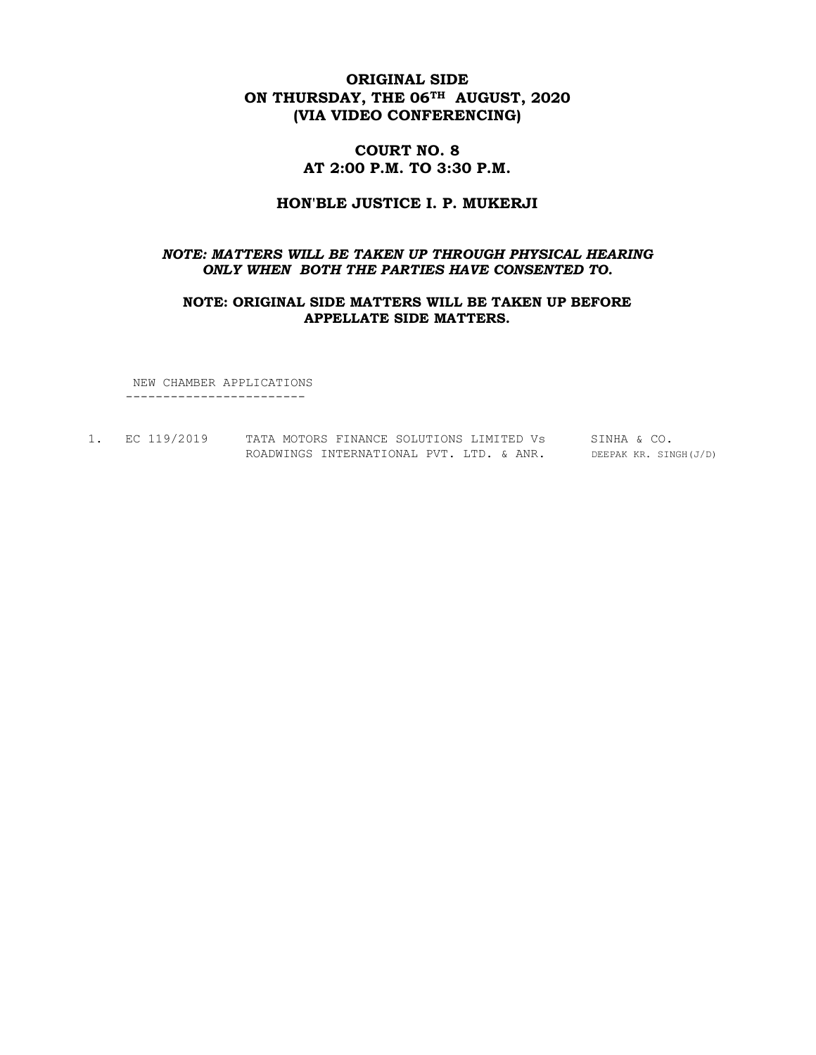**ORIGINAL SIDE**
**ON THURSDAY, THE 06TH AUGUST, 2020**
**(VIA VIDEO CONFERENCING)**

**COURT NO. 8**
**AT 2:00 P.M. TO 3:30 P.M.**

**HON'BLE JUSTICE I. P. MUKERJI**

***NOTE: MATTERS WILL BE TAKEN UP THROUGH PHYSICAL HEARING ONLY WHEN BOTH THE PARTIES HAVE CONSENTED TO.***

**NOTE: ORIGINAL SIDE MATTERS WILL BE TAKEN UP BEFORE APPELLATE SIDE MATTERS.**

NEW CHAMBER APPLICATIONS

| | | | |
|---|---|---|---|
| 1. | EC 119/2019 | TATA MOTORS FINANCE SOLUTIONS LIMITED Vs ROADWINGS INTERNATIONAL PVT. LTD. & ANR. | SINHA & CO. DEEPAK KR. SINGH(J/D) |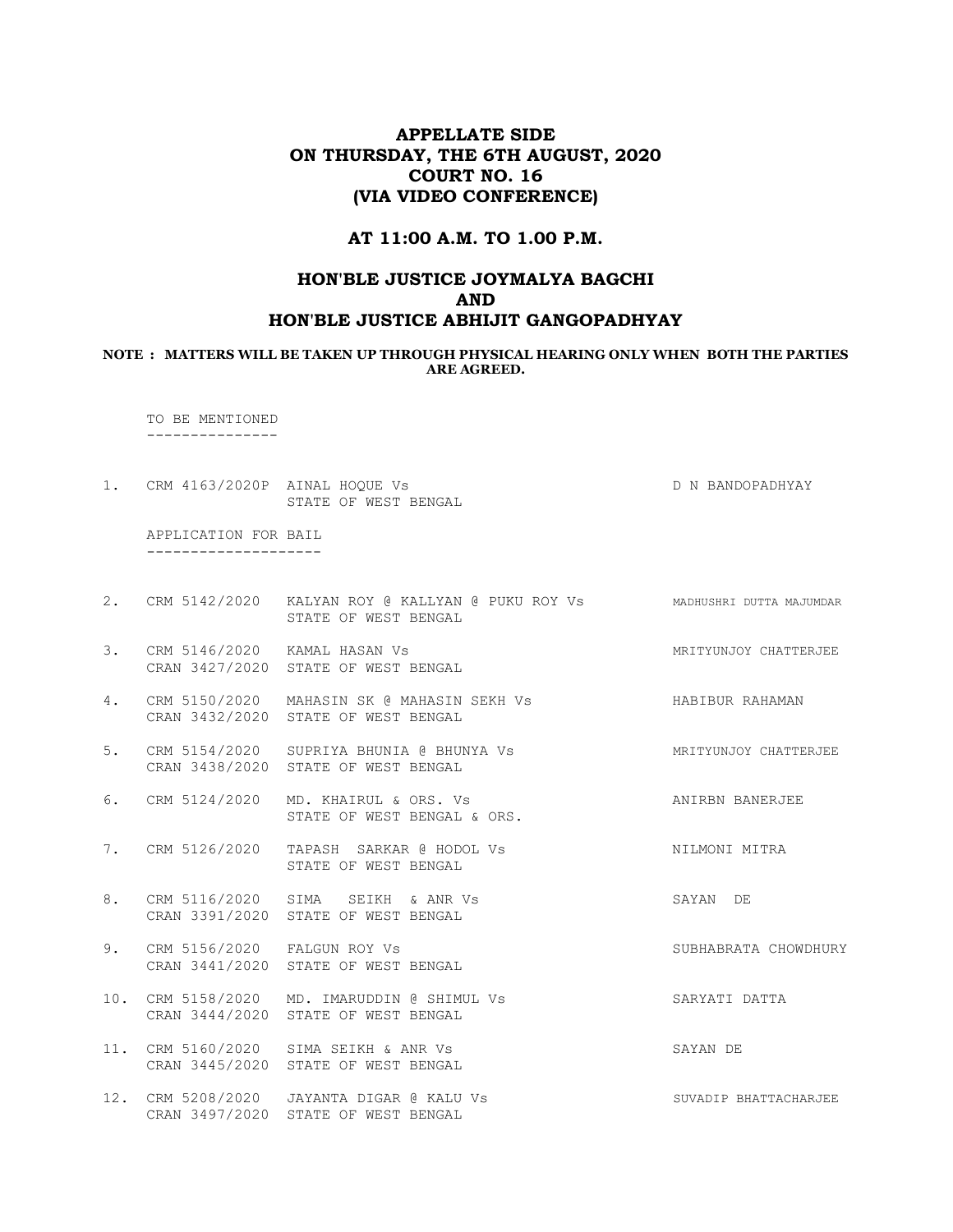# APPELLATE SIDE
# ON THURSDAY, THE 6TH AUGUST, 2020
# COURT NO. 16
# (VIA VIDEO CONFERENCE)

## AT 11:00 A.M. TO 1.00 P.M.

## HON'BLE JUSTICE JOYMALYA BAGCHI
## AND
## HON'BLE JUSTICE ABHIJIT GANGOPADHYAY

**NOTE : MATTERS WILL BE TAKEN UP THROUGH PHYSICAL HEARING ONLY WHEN BOTH THE PARTIES ARE AGREED.**

TO BE MENTIONED
---------------

1. CRM 4163/2020P AINAL HOQUE Vs STATE OF WEST BENGAL — D N BANDOPADHYAY

APPLICATION FOR BAIL
--------------------

2. CRM 5142/2020 KALYAN ROY @ KALLYAN @ PUKU ROY Vs STATE OF WEST BENGAL — MADHUSHRI DUTTA MAJUMDAR

3. CRM 5146/2020 CRAN 3427/2020 KAMAL HASAN Vs STATE OF WEST BENGAL — MRITYUNJOY CHATTERJEE

4. CRM 5150/2020 CRAN 3432/2020 MAHASIN SK @ MAHASIN SEKH Vs STATE OF WEST BENGAL — HABIBUR RAHAMAN

5. CRM 5154/2020 CRAN 3438/2020 SUPRIYA BHUNIA @ BHUNYA Vs STATE OF WEST BENGAL — MRITYUNJOY CHATTERJEE

6. CRM 5124/2020 MD. KHAIRUL & ORS. Vs STATE OF WEST BENGAL & ORS. — ANIRBN BANERJEE

7. CRM 5126/2020 TAPASH SARKAR @ HODOL Vs STATE OF WEST BENGAL — NILMONI MITRA

8. CRM 5116/2020 CRAN 3391/2020 SIMA SEIKH & ANR Vs STATE OF WEST BENGAL — SAYAN DE

9. CRM 5156/2020 CRAN 3441/2020 FALGUN ROY Vs STATE OF WEST BENGAL — SUBHABRATA CHOWDHURY

10. CRM 5158/2020 CRAN 3444/2020 MD. IMARUDDIN @ SHIMUL Vs STATE OF WEST BENGAL — SARYATI DATTA

11. CRM 5160/2020 CRAN 3445/2020 SIMA SEIKH & ANR Vs STATE OF WEST BENGAL — SAYAN DE

12. CRM 5208/2020 CRAN 3497/2020 JAYANTA DIGAR @ KALU Vs STATE OF WEST BENGAL — SUVADIP BHATTACHARJEE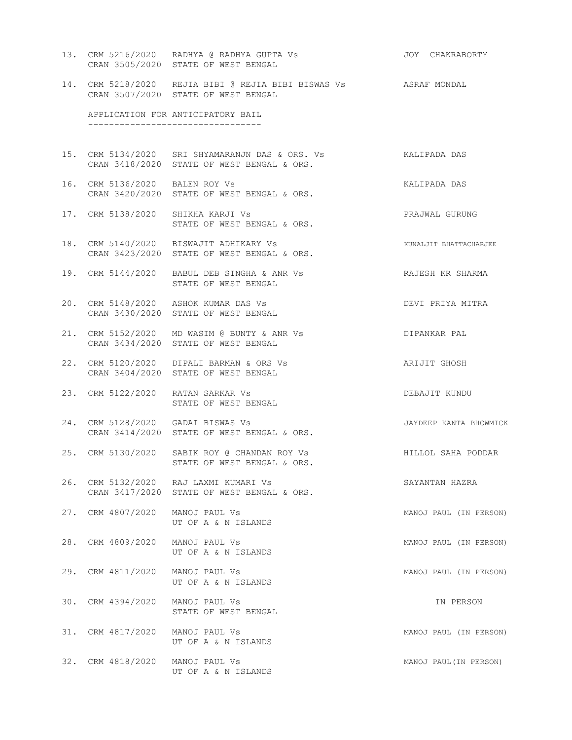13. CRM 5216/2020 RADHYA @ RADHYA GUPTA Vs — JOY CHAKRABORTY
    CRAN 3505/2020 STATE OF WEST BENGAL

14. CRM 5218/2020 REJIA BIBI @ REJIA BIBI BISWAS Vs — ASRAF MONDAL
    CRAN 3507/2020 STATE OF WEST BENGAL

APPLICATION FOR ANTICIPATORY BAIL
--------------------------------

15. CRM 5134/2020 SRI SHYAMARANJN DAS & ORS. Vs — KALIPADA DAS
    CRAN 3418/2020 STATE OF WEST BENGAL & ORS.

16. CRM 5136/2020 BALEN ROY Vs — KALIPADA DAS
    CRAN 3420/2020 STATE OF WEST BENGAL & ORS.

17. CRM 5138/2020 SHIKHA KARJI Vs — PRAJWAL GURUNG
    STATE OF WEST BENGAL & ORS.

18. CRM 5140/2020 BISWAJIT ADHIKARY Vs — KUNALJIT BHATTACHARJEE
    CRAN 3423/2020 STATE OF WEST BENGAL & ORS.

19. CRM 5144/2020 BABUL DEB SINGHA & ANR Vs — RAJESH KR SHARMA
    STATE OF WEST BENGAL

20. CRM 5148/2020 ASHOK KUMAR DAS Vs — DEVI PRIYA MITRA
    CRAN 3430/2020 STATE OF WEST BENGAL

21. CRM 5152/2020 MD WASIM @ BUNTY & ANR Vs — DIPANKAR PAL
    CRAN 3434/2020 STATE OF WEST BENGAL

22. CRM 5120/2020 DIPALI BARMAN & ORS Vs — ARIJIT GHOSH
    CRAN 3404/2020 STATE OF WEST BENGAL

23. CRM 5122/2020 RATAN SARKAR Vs — DEBAJIT KUNDU
    STATE OF WEST BENGAL

24. CRM 5128/2020 GADAI BISWAS Vs — JAYDEEP KANTA BHOWMICK
    CRAN 3414/2020 STATE OF WEST BENGAL & ORS.

25. CRM 5130/2020 SABIK ROY @ CHANDAN ROY Vs — HILLOL SAHA PODDAR
    STATE OF WEST BENGAL & ORS.

26. CRM 5132/2020 RAJ LAXMI KUMARI Vs — SAYANTAN HAZRA
    CRAN 3417/2020 STATE OF WEST BENGAL & ORS.

27. CRM 4807/2020 MANOJ PAUL Vs — MANOJ PAUL (IN PERSON)
    UT OF A & N ISLANDS

28. CRM 4809/2020 MANOJ PAUL Vs — MANOJ PAUL (IN PERSON)
    UT OF A & N ISLANDS

29. CRM 4811/2020 MANOJ PAUL Vs — MANOJ PAUL (IN PERSON)
    UT OF A & N ISLANDS

30. CRM 4394/2020 MANOJ PAUL Vs — IN PERSON
    STATE OF WEST BENGAL

31. CRM 4817/2020 MANOJ PAUL Vs — MANOJ PAUL (IN PERSON)
    UT OF A & N ISLANDS

32. CRM 4818/2020 MANOJ PAUL Vs — MANOJ PAUL(IN PERSON)
    UT OF A & N ISLANDS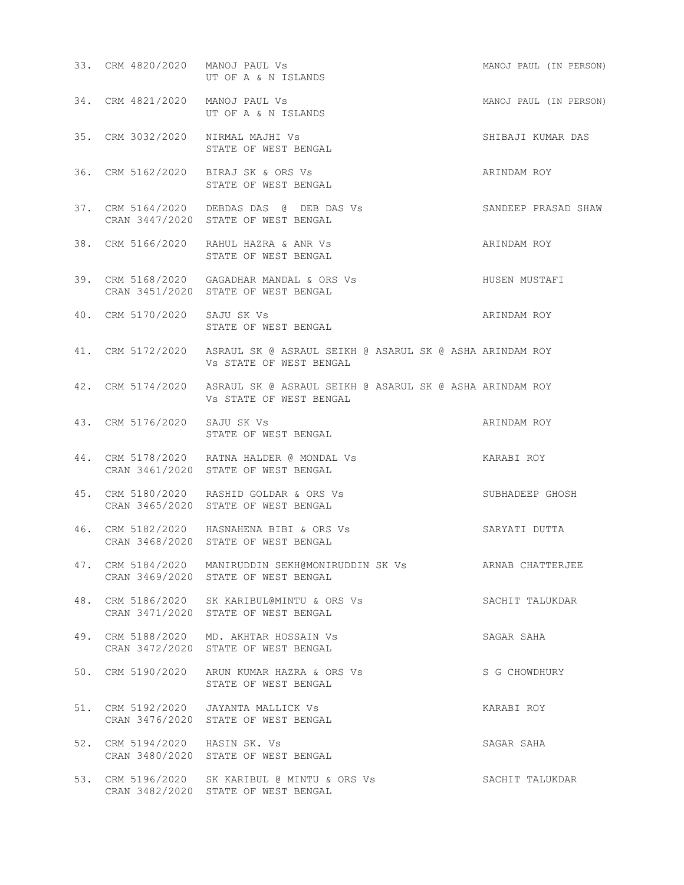| No. | Case No. | Parties | Advocate |
|---|---|---|---|
| 33. | CRM 4820/2020 | MANOJ PAUL Vs UT OF A & N ISLANDS | MANOJ PAUL (IN PERSON) |
| 34. | CRM 4821/2020 | MANOJ PAUL Vs UT OF A & N ISLANDS | MANOJ PAUL (IN PERSON) |
| 35. | CRM 3032/2020 | NIRMAL MAJHI Vs STATE OF WEST BENGAL | SHIBAJI KUMAR DAS |
| 36. | CRM 5162/2020 | BIRAJ SK & ORS Vs STATE OF WEST BENGAL | ARINDAM ROY |
| 37. | CRM 5164/2020 CRAN 3447/2020 | DEBDAS DAS @ DEB DAS Vs STATE OF WEST BENGAL | SANDEEP PRASAD SHAW |
| 38. | CRM 5166/2020 | RAHUL HAZRA & ANR Vs STATE OF WEST BENGAL | ARINDAM ROY |
| 39. | CRM 5168/2020 CRAN 3451/2020 | GAGADHAR MANDAL & ORS Vs STATE OF WEST BENGAL | HUSEN MUSTAFI |
| 40. | CRM 5170/2020 | SAJU SK Vs STATE OF WEST BENGAL | ARINDAM ROY |
| 41. | CRM 5172/2020 | ASRAUL SK @ ASRAUL SEIKH @ ASARUL SK @ ASHA Vs STATE OF WEST BENGAL | ARINDAM ROY |
| 42. | CRM 5174/2020 | ASRAUL SK @ ASRAUL SEIKH @ ASARUL SK @ ASHA Vs STATE OF WEST BENGAL | ARINDAM ROY |
| 43. | CRM 5176/2020 | SAJU SK Vs STATE OF WEST BENGAL | ARINDAM ROY |
| 44. | CRM 5178/2020 CRAN 3461/2020 | RATNA HALDER @ MONDAL Vs STATE OF WEST BENGAL | KARABI ROY |
| 45. | CRM 5180/2020 CRAN 3465/2020 | RASHID GOLDAR & ORS Vs STATE OF WEST BENGAL | SUBHADEEP GHOSH |
| 46. | CRM 5182/2020 CRAN 3468/2020 | HASNAHENA BIBI & ORS Vs STATE OF WEST BENGAL | SARYATI DUTTA |
| 47. | CRM 5184/2020 CRAN 3469/2020 | MANIRUDDIN SEKH@MONIRUDDIN SK Vs STATE OF WEST BENGAL | ARNAB CHATTERJEE |
| 48. | CRM 5186/2020 CRAN 3471/2020 | SK KARIBUL@MINTU & ORS Vs STATE OF WEST BENGAL | SACHIT TALUKDAR |
| 49. | CRM 5188/2020 CRAN 3472/2020 | MD. AKHTAR HOSSAIN Vs STATE OF WEST BENGAL | SAGAR SAHA |
| 50. | CRM 5190/2020 | ARUN KUMAR HAZRA & ORS Vs STATE OF WEST BENGAL | S G CHOWDHURY |
| 51. | CRM 5192/2020 CRAN 3476/2020 | JAYANTA MALLICK Vs STATE OF WEST BENGAL | KARABI ROY |
| 52. | CRM 5194/2020 CRAN 3480/2020 | HASIN SK. Vs STATE OF WEST BENGAL | SAGAR SAHA |
| 53. | CRM 5196/2020 CRAN 3482/2020 | SK KARIBUL @ MINTU & ORS Vs STATE OF WEST BENGAL | SACHIT TALUKDAR |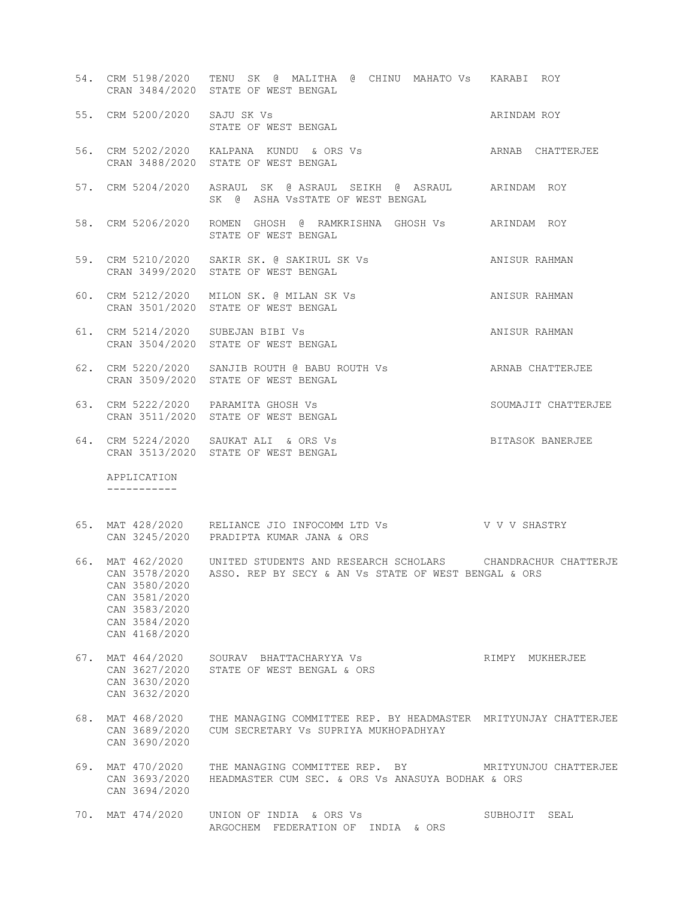| No. | Case No. | Parties | Advocate |
|---|---|---|---|
| 54. | CRM 5198/2020<br>CRAN 3484/2020 | TENU SK @ MALITHA @ CHINU MAHATO Vs<br>STATE OF WEST BENGAL | KARABI ROY |
| 55. | CRM 5200/2020 | SAJU SK Vs<br>STATE OF WEST BENGAL | ARINDAM ROY |
| 56. | CRM 5202/2020<br>CRAN 3488/2020 | KALPANA KUNDU & ORS Vs<br>STATE OF WEST BENGAL | ARNAB CHATTERJEE |
| 57. | CRM 5204/2020 | ASRAUL SK @ ASRAUL SEIKH @ ASRAUL<br>SK @ ASHA VsSTATE OF WEST BENGAL | ARINDAM ROY |
| 58. | CRM 5206/2020 | ROMEN GHOSH @ RAMKRISHNA GHOSH Vs<br>STATE OF WEST BENGAL | ARINDAM ROY |
| 59. | CRM 5210/2020<br>CRAN 3499/2020 | SAKIR SK. @ SAKIRUL SK Vs<br>STATE OF WEST BENGAL | ANISUR RAHMAN |
| 60. | CRM 5212/2020<br>CRAN 3501/2020 | MILON SK. @ MILAN SK Vs<br>STATE OF WEST BENGAL | ANISUR RAHMAN |
| 61. | CRM 5214/2020<br>CRAN 3504/2020 | SUBEJAN BIBI Vs<br>STATE OF WEST BENGAL | ANISUR RAHMAN |
| 62. | CRM 5220/2020<br>CRAN 3509/2020 | SANJIB ROUTH @ BABU ROUTH Vs<br>STATE OF WEST BENGAL | ARNAB CHATTERJEE |
| 63. | CRM 5222/2020<br>CRAN 3511/2020 | PARAMITA GHOSH Vs<br>STATE OF WEST BENGAL | SOUMAJIT CHATTERJEE |
| 64. | CRM 5224/2020<br>CRAN 3513/2020 | SAUKAT ALI & ORS Vs<br>STATE OF WEST BENGAL | BITASOK BANERJEE |

APPLICATION
-----------

| No. | Case No. | Parties | Advocate |
|---|---|---|---|
| 65. | MAT 428/2020<br>CAN 3245/2020 | RELIANCE JIO INFOCOMM LTD Vs<br>PRADIPTA KUMAR JANA & ORS | V V V SHASTRY |
| 66. | MAT 462/2020<br>CAN 3578/2020<br>CAN 3580/2020<br>CAN 3581/2020<br>CAN 3583/2020<br>CAN 3584/2020<br>CAN 4168/2020 | UNITED STUDENTS AND RESEARCH SCHOLARS<br>ASSO. REP BY SECY & AN Vs STATE OF WEST BENGAL & ORS | CHANDRACHUR CHATTERJE |
| 67. | MAT 464/2020<br>CAN 3627/2020<br>CAN 3630/2020<br>CAN 3632/2020 | SOURAV BHATTACHARYYA Vs<br>STATE OF WEST BENGAL & ORS | RIMPY MUKHERJEE |
| 68. | MAT 468/2020<br>CAN 3689/2020<br>CAN 3690/2020 | THE MANAGING COMMITTEE REP. BY HEADMASTER<br>CUM SECRETARY Vs SUPRIYA MUKHOPADHYAY | MRITYUNJAY CHATTERJEE |
| 69. | MAT 470/2020<br>CAN 3693/2020<br>CAN 3694/2020 | THE MANAGING COMMITTEE REP. BY<br>HEADMASTER CUM SEC. & ORS Vs ANASUYA BODHAK & ORS | MRITYUNJOU CHATTERJEE |
| 70. | MAT 474/2020 | UNION OF INDIA & ORS Vs<br>ARGOCHEM FEDERATION OF INDIA & ORS | SUBHOJIT SEAL |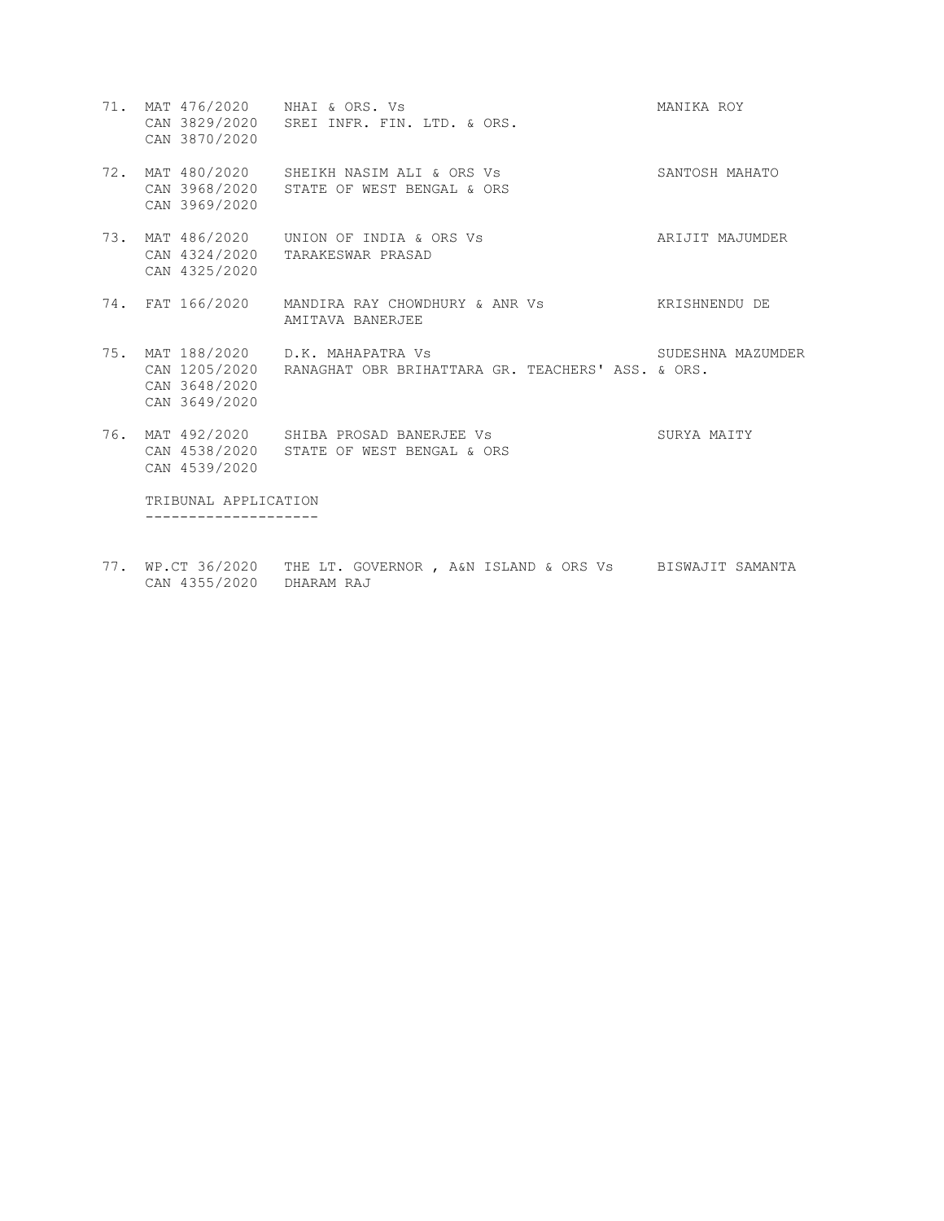71. MAT 476/2020 NHAI & ORS. Vs MANIKA ROY
    CAN 3829/2020 SREI INFR. FIN. LTD. & ORS.
    CAN 3870/2020

72. MAT 480/2020 SHEIKH NASIM ALI & ORS Vs SANTOSH MAHATO
    CAN 3968/2020 STATE OF WEST BENGAL & ORS
    CAN 3969/2020

73. MAT 486/2020 UNION OF INDIA & ORS Vs ARIJIT MAJUMDER
    CAN 4324/2020 TARAKESWAR PRASAD
    CAN 4325/2020

74. FAT 166/2020 MANDIRA RAY CHOWDHURY & ANR Vs KRISHNENDU DE
    AMITAVA BANERJEE

75. MAT 188/2020 D.K. MAHAPATRA Vs SUDESHNA MAZUMDER
    CAN 1205/2020 RANAGHAT OBR BRIHATTARA GR. TEACHERS' ASS. & ORS.
    CAN 3648/2020
    CAN 3649/2020

76. MAT 492/2020 SHIBA PROSAD BANERJEE Vs SURYA MAITY
    CAN 4538/2020 STATE OF WEST BENGAL & ORS
    CAN 4539/2020

TRIBUNAL APPLICATION
--------------------

77. WP.CT 36/2020 THE LT. GOVERNOR , A&N ISLAND & ORS Vs BISWAJIT SAMANTA
    CAN 4355/2020 DHARAM RAJ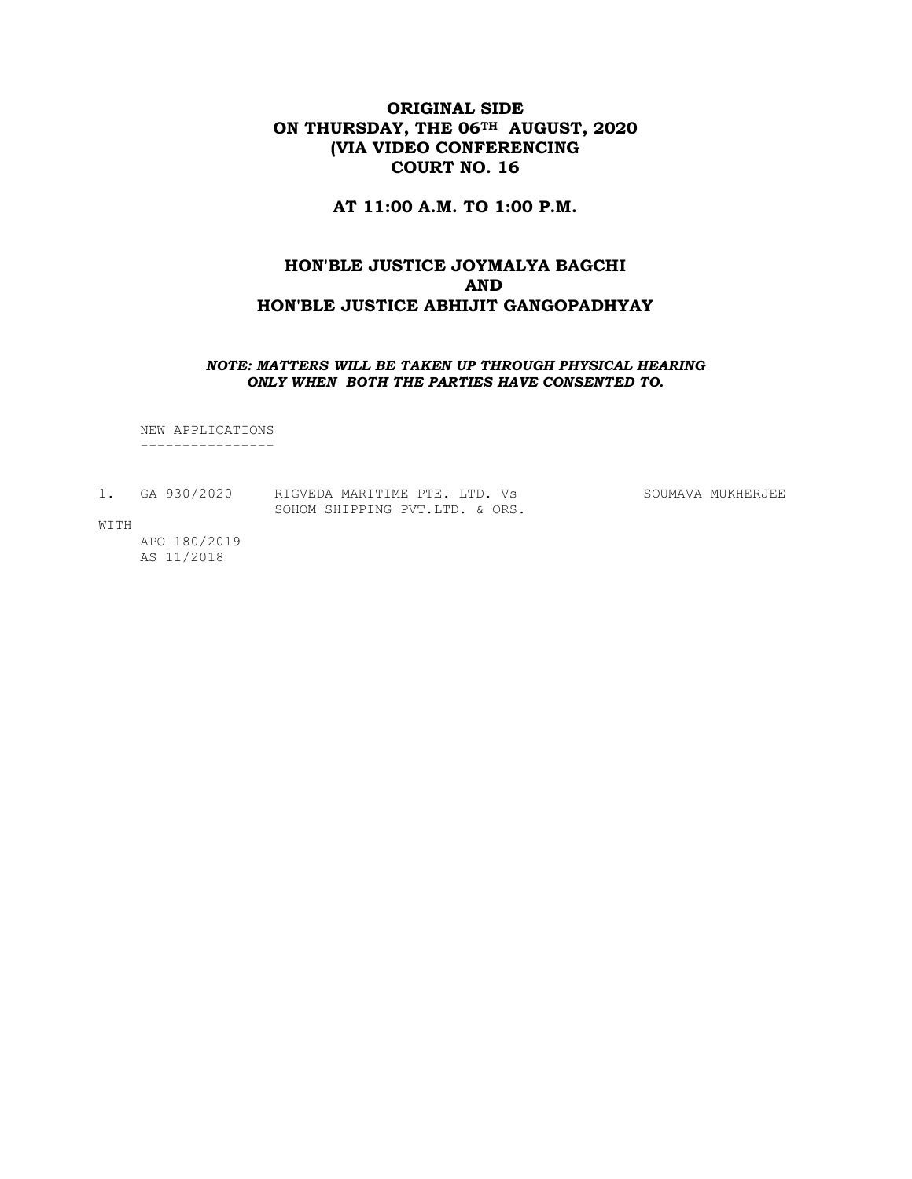**ORIGINAL SIDE**
**ON THURSDAY, THE 06TH AUGUST, 2020**
**(VIA VIDEO CONFERENCING**
**COURT NO. 16**

**AT 11:00 A.M. TO 1:00 P.M.**

**HON'BLE JUSTICE JOYMALYA BAGCHI**
**AND**
**HON'BLE JUSTICE ABHIJIT GANGOPADHYAY**

***NOTE: MATTERS WILL BE TAKEN UP THROUGH PHYSICAL HEARING ONLY WHEN BOTH THE PARTIES HAVE CONSENTED TO.***

NEW APPLICATIONS
----------------

| | | | |
|---|---|---|---|
| 1. | GA 930/2020 | RIGVEDA MARITIME PTE. LTD. Vs SOHOM SHIPPING PVT.LTD. & ORS. | SOUMAVA MUKHERJEE |

WITH
APO 180/2019
AS 11/2018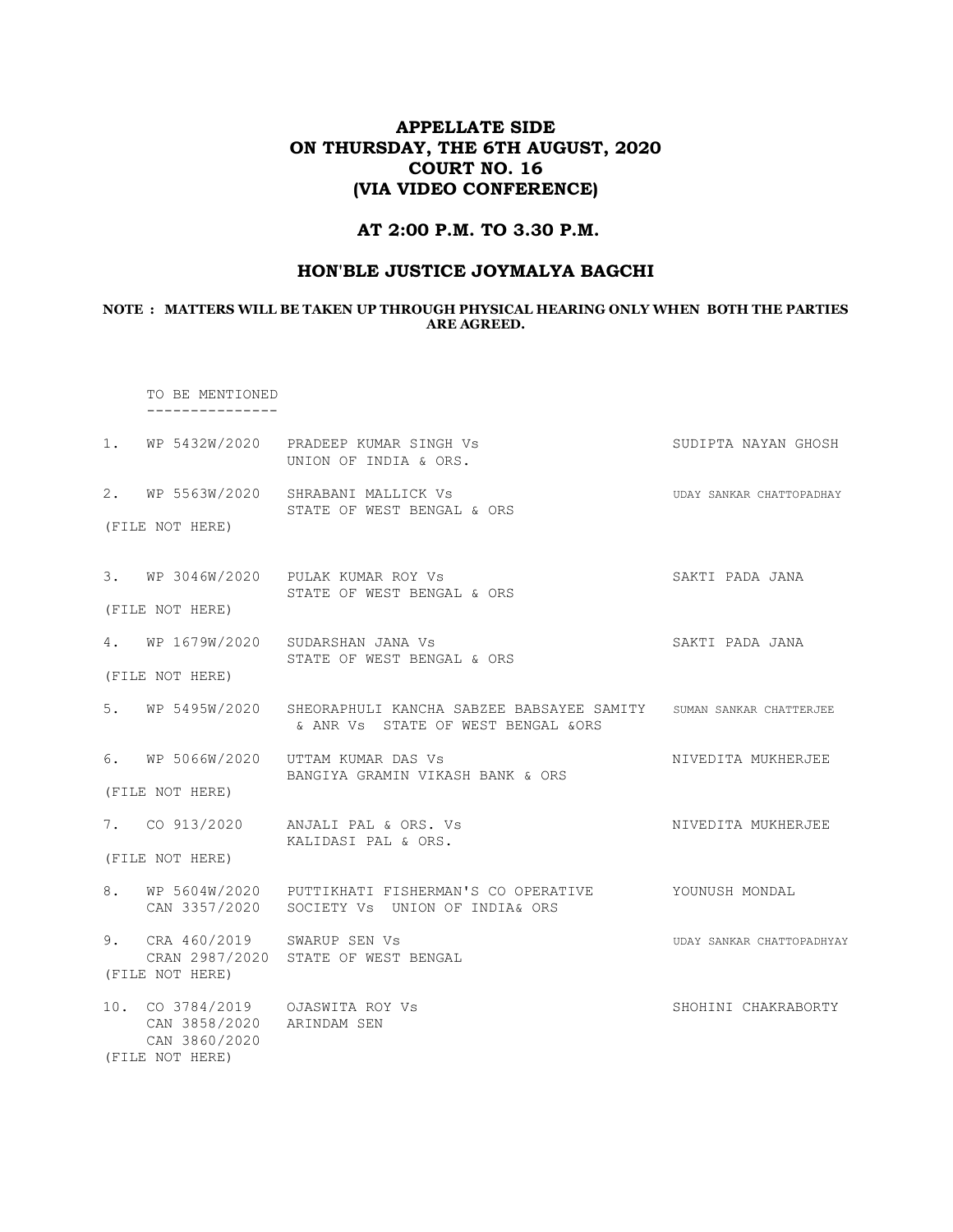# APPELLATE SIDE
# ON THURSDAY, THE 6TH AUGUST, 2020
# COURT NO. 16
# (VIA VIDEO CONFERENCE)

## AT 2:00 P.M. TO 3.30 P.M.

## HON'BLE JUSTICE JOYMALYA BAGCHI

**NOTE : MATTERS WILL BE TAKEN UP THROUGH PHYSICAL HEARING ONLY WHEN BOTH THE PARTIES ARE AGREED.**

TO BE MENTIONED
---------------

| | Case No. | Parties | Advocate |
|---|---|---|---|
| 1. | WP 5432W/2020 | PRADEEP KUMAR SINGH Vs UNION OF INDIA & ORS. | SUDIPTA NAYAN GHOSH |
| 2. | WP 5563W/2020 (FILE NOT HERE) | SHRABANI MALLICK Vs STATE OF WEST BENGAL & ORS | UDAY SANKAR CHATTOPADHAY |
| 3. | WP 3046W/2020 (FILE NOT HERE) | PULAK KUMAR ROY Vs STATE OF WEST BENGAL & ORS | SAKTI PADA JANA |
| 4. | WP 1679W/2020 (FILE NOT HERE) | SUDARSHAN JANA Vs STATE OF WEST BENGAL & ORS | SAKTI PADA JANA |
| 5. | WP 5495W/2020 | SHEORAPHULI KANCHA SABZEE BABSAYEE SAMITY & ANR Vs STATE OF WEST BENGAL &ORS | SUMAN SANKAR CHATTERJEE |
| 6. | WP 5066W/2020 (FILE NOT HERE) | UTTAM KUMAR DAS Vs BANGIYA GRAMIN VIKASH BANK & ORS | NIVEDITA MUKHERJEE |
| 7. | CO 913/2020 (FILE NOT HERE) | ANJALI PAL & ORS. Vs KALIDASI PAL & ORS. | NIVEDITA MUKHERJEE |
| 8. | WP 5604W/2020 CAN 3357/2020 | PUTTIKHATI FISHERMAN'S CO OPERATIVE SOCIETY Vs UNION OF INDIA& ORS | YOUNUSH MONDAL |
| 9. | CRA 460/2019 CRAN 2987/2020 (FILE NOT HERE) | SWARUP SEN Vs STATE OF WEST BENGAL | UDAY SANKAR CHATTOPADHYAY |
| 10. | CO 3784/2019 CAN 3858/2020 CAN 3860/2020 (FILE NOT HERE) | OJASWITA ROY Vs ARINDAM SEN | SHOHINI CHAKRABORTY |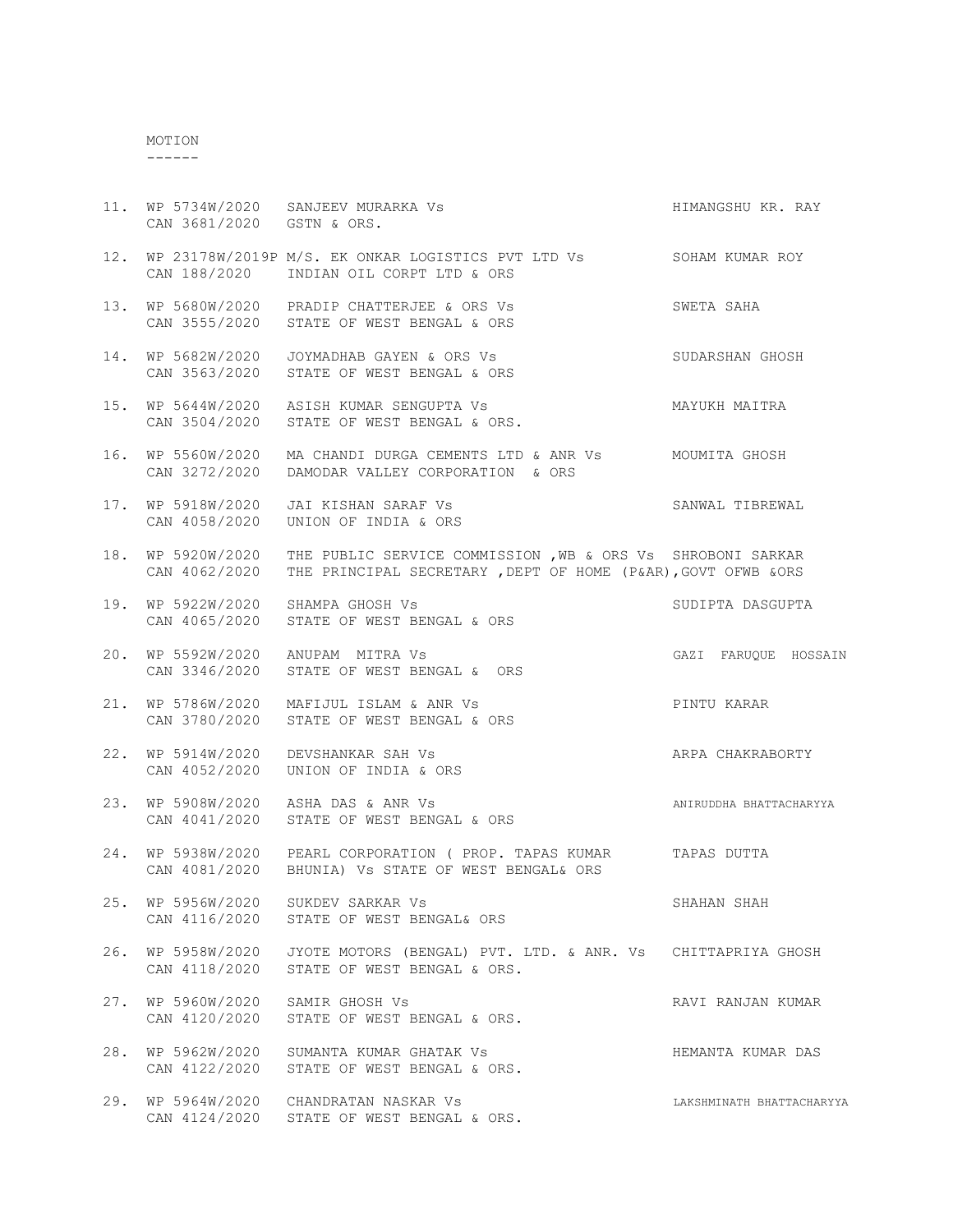MOTION
------

| No. | Case No. | Parties | Advocate |
|---|---|---|---|
| 11. | WP 5734W/2020<br>CAN 3681/2020 | SANJEEV MURARKA Vs<br>GSTN & ORS. | HIMANGSHU KR. RAY |
| 12. | WP 23178W/2019P<br>CAN 188/2020 | M/S. EK ONKAR LOGISTICS PVT LTD Vs<br>INDIAN OIL CORPT LTD & ORS | SOHAM KUMAR ROY |
| 13. | WP 5680W/2020<br>CAN 3555/2020 | PRADIP CHATTERJEE & ORS Vs<br>STATE OF WEST BENGAL & ORS | SWETA SAHA |
| 14. | WP 5682W/2020<br>CAN 3563/2020 | JOYMADHAB GAYEN & ORS Vs<br>STATE OF WEST BENGAL & ORS | SUDARSHAN GHOSH |
| 15. | WP 5644W/2020<br>CAN 3504/2020 | ASISH KUMAR SENGUPTA Vs<br>STATE OF WEST BENGAL & ORS. | MAYUKH MAITRA |
| 16. | WP 5560W/2020<br>CAN 3272/2020 | MA CHANDI DURGA CEMENTS LTD & ANR Vs<br>DAMODAR VALLEY CORPORATION & ORS | MOUMITA GHOSH |
| 17. | WP 5918W/2020<br>CAN 4058/2020 | JAI KISHAN SARAF Vs<br>UNION OF INDIA & ORS | SANWAL TIBREWAL |
| 18. | WP 5920W/2020<br>CAN 4062/2020 | THE PUBLIC SERVICE COMMISSION ,WB & ORS Vs<br>THE PRINCIPAL SECRETARY ,DEPT OF HOME (P&AR),GOVT OFWB &ORS | SHROBONI SARKAR |
| 19. | WP 5922W/2020<br>CAN 4065/2020 | SHAMPA GHOSH Vs<br>STATE OF WEST BENGAL & ORS | SUDIPTA DASGUPTA |
| 20. | WP 5592W/2020<br>CAN 3346/2020 | ANUPAM MITRA Vs<br>STATE OF WEST BENGAL & ORS | GAZI FARUQUE HOSSAIN |
| 21. | WP 5786W/2020<br>CAN 3780/2020 | MAFIJUL ISLAM & ANR Vs<br>STATE OF WEST BENGAL & ORS | PINTU KARAR |
| 22. | WP 5914W/2020<br>CAN 4052/2020 | DEVSHANKAR SAH Vs<br>UNION OF INDIA & ORS | ARPA CHAKRABORTY |
| 23. | WP 5908W/2020<br>CAN 4041/2020 | ASHA DAS & ANR Vs<br>STATE OF WEST BENGAL & ORS | ANIRUDDHA BHATTACHARYYA |
| 24. | WP 5938W/2020<br>CAN 4081/2020 | PEARL CORPORATION ( PROP. TAPAS KUMAR<br>BHUNIA) Vs STATE OF WEST BENGAL& ORS | TAPAS DUTTA |
| 25. | WP 5956W/2020<br>CAN 4116/2020 | SUKDEV SARKAR Vs<br>STATE OF WEST BENGAL& ORS | SHAHAN SHAH |
| 26. | WP 5958W/2020<br>CAN 4118/2020 | JYOTE MOTORS (BENGAL) PVT. LTD. & ANR. Vs<br>STATE OF WEST BENGAL & ORS. | CHITTAPRIYA GHOSH |
| 27. | WP 5960W/2020<br>CAN 4120/2020 | SAMIR GHOSH Vs<br>STATE OF WEST BENGAL & ORS. | RAVI RANJAN KUMAR |
| 28. | WP 5962W/2020<br>CAN 4122/2020 | SUMANTA KUMAR GHATAK Vs<br>STATE OF WEST BENGAL & ORS. | HEMANTA KUMAR DAS |
| 29. | WP 5964W/2020<br>CAN 4124/2020 | CHANDRATAN NASKAR Vs<br>STATE OF WEST BENGAL & ORS. | LAKSHMINATH BHATTACHARYYA |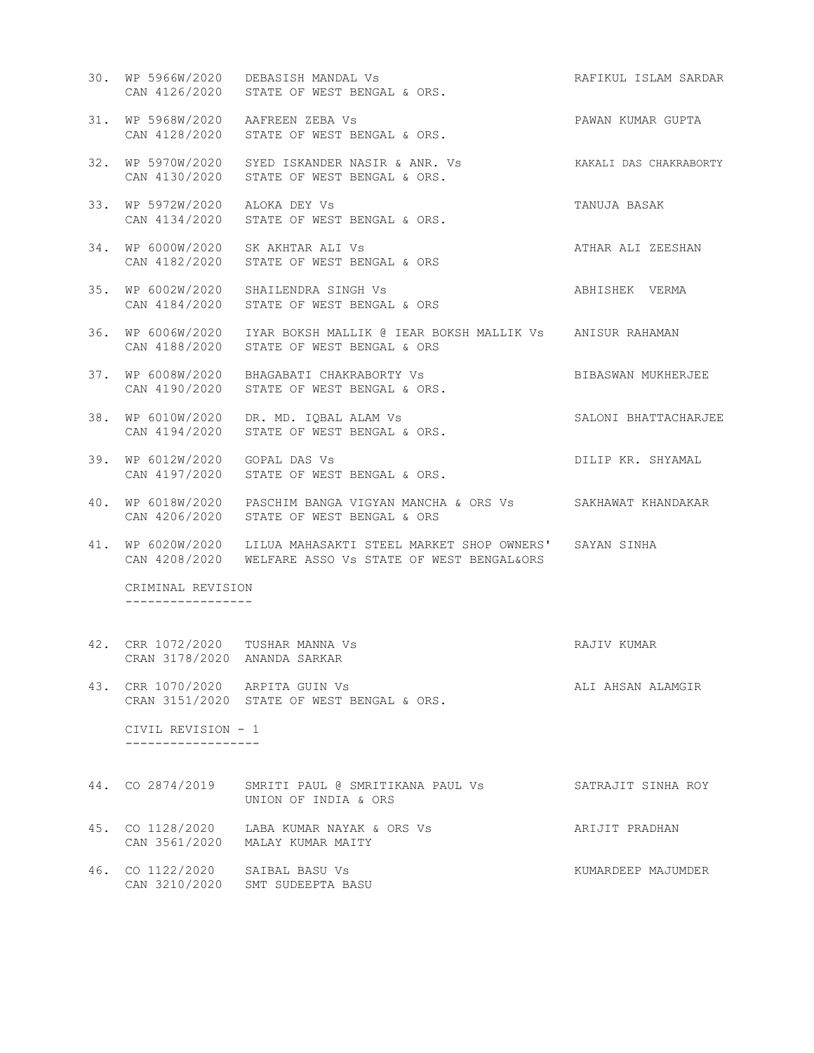| No. | Case No. | Parties | Advocate |
|---|---|---|---|
| 30. | WP 5966W/2020<br>CAN 4126/2020 | DEBASISH MANDAL Vs<br>STATE OF WEST BENGAL & ORS. | RAFIKUL ISLAM SARDAR |
| 31. | WP 5968W/2020<br>CAN 4128/2020 | AAFREEN ZEBA Vs<br>STATE OF WEST BENGAL & ORS. | PAWAN KUMAR GUPTA |
| 32. | WP 5970W/2020<br>CAN 4130/2020 | SYED ISKANDER NASIR & ANR. Vs<br>STATE OF WEST BENGAL & ORS. | KAKALI DAS CHAKRABORTY |
| 33. | WP 5972W/2020<br>CAN 4134/2020 | ALOKA DEY Vs<br>STATE OF WEST BENGAL & ORS. | TANUJA BASAK |
| 34. | WP 6000W/2020<br>CAN 4182/2020 | SK AKHTAR ALI Vs<br>STATE OF WEST BENGAL & ORS | ATHAR ALI ZEESHAN |
| 35. | WP 6002W/2020<br>CAN 4184/2020 | SHAILENDRA SINGH Vs<br>STATE OF WEST BENGAL & ORS | ABHISHEK VERMA |
| 36. | WP 6006W/2020<br>CAN 4188/2020 | IYAR BOKSH MALLIK @ IEAR BOKSH MALLIK Vs<br>STATE OF WEST BENGAL & ORS | ANISUR RAHAMAN |
| 37. | WP 6008W/2020<br>CAN 4190/2020 | BHAGABATI CHAKRABORTY Vs<br>STATE OF WEST BENGAL & ORS. | BIBASWAN MUKHERJEE |
| 38. | WP 6010W/2020<br>CAN 4194/2020 | DR. MD. IQBAL ALAM Vs<br>STATE OF WEST BENGAL & ORS. | SALONI BHATTACHARJEE |
| 39. | WP 6012W/2020<br>CAN 4197/2020 | GOPAL DAS Vs<br>STATE OF WEST BENGAL & ORS. | DILIP KR. SHYAMAL |
| 40. | WP 6018W/2020<br>CAN 4206/2020 | PASCHIM BANGA VIGYAN MANCHA & ORS Vs<br>STATE OF WEST BENGAL & ORS | SAKHAWAT KHANDAKAR |
| 41. | WP 6020W/2020<br>CAN 4208/2020 | LILUA MAHASAKTI STEEL MARKET SHOP OWNERS'<br>WELFARE ASSO Vs STATE OF WEST BENGAL&ORS | SAYAN SINHA |

## CRIMINAL REVISION

| No. | Case No. | Parties | Advocate |
|---|---|---|---|
| 42. | CRR 1072/2020<br>CRAN 3178/2020 | TUSHAR MANNA Vs<br>ANANDA SARKAR | RAJIV KUMAR |
| 43. | CRR 1070/2020<br>CRAN 3151/2020 | ARPITA GUIN Vs<br>STATE OF WEST BENGAL & ORS. | ALI AHSAN ALAMGIR |

## CIVIL REVISION - 1

| No. | Case No. | Parties | Advocate |
|---|---|---|---|
| 44. | CO 2874/2019 | SMRITI PAUL @ SMRITIKANA PAUL Vs<br>UNION OF INDIA & ORS | SATRAJIT SINHA ROY |
| 45. | CO 1128/2020<br>CAN 3561/2020 | LABA KUMAR NAYAK & ORS Vs<br>MALAY KUMAR MAITY | ARIJIT PRADHAN |
| 46. | CO 1122/2020<br>CAN 3210/2020 | SAIBAL BASU Vs<br>SMT SUDEEPTA BASU | KUMARDEEP MAJUMDER |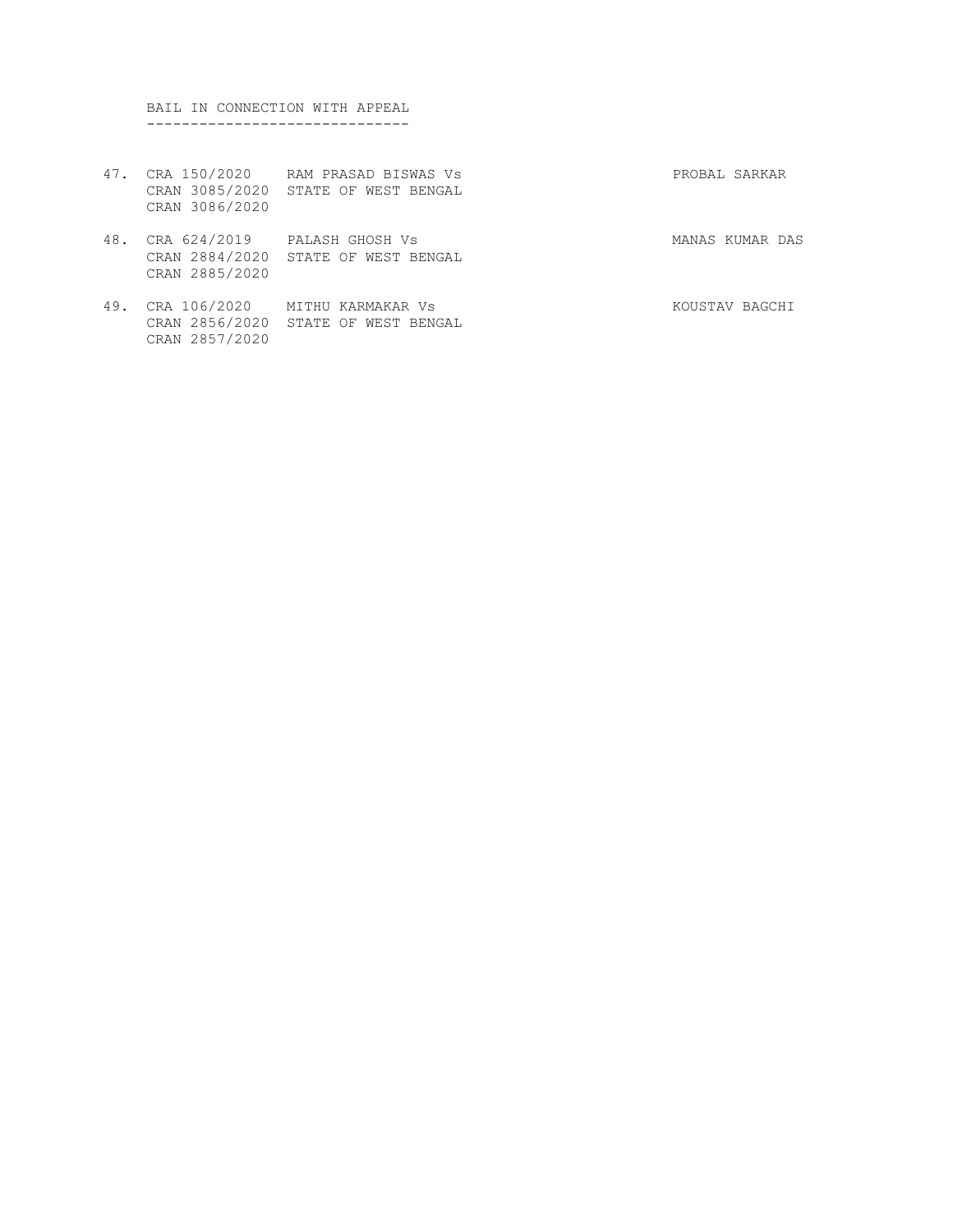## BAIL IN CONNECTION WITH APPEAL

| No. | Case No. | Parties | Advocate |
|---|---|---|---|
| 47. | CRA 150/2020<br>CRAN 3085/2020<br>CRAN 3086/2020 | RAM PRASAD BISWAS Vs<br>STATE OF WEST BENGAL | PROBAL SARKAR |
| 48. | CRA 624/2019<br>CRAN 2884/2020<br>CRAN 2885/2020 | PALASH GHOSH Vs<br>STATE OF WEST BENGAL | MANAS KUMAR DAS |
| 49. | CRA 106/2020<br>CRAN 2856/2020<br>CRAN 2857/2020 | MITHU KARMAKAR Vs<br>STATE OF WEST BENGAL | KOUSTAV BAGCHI |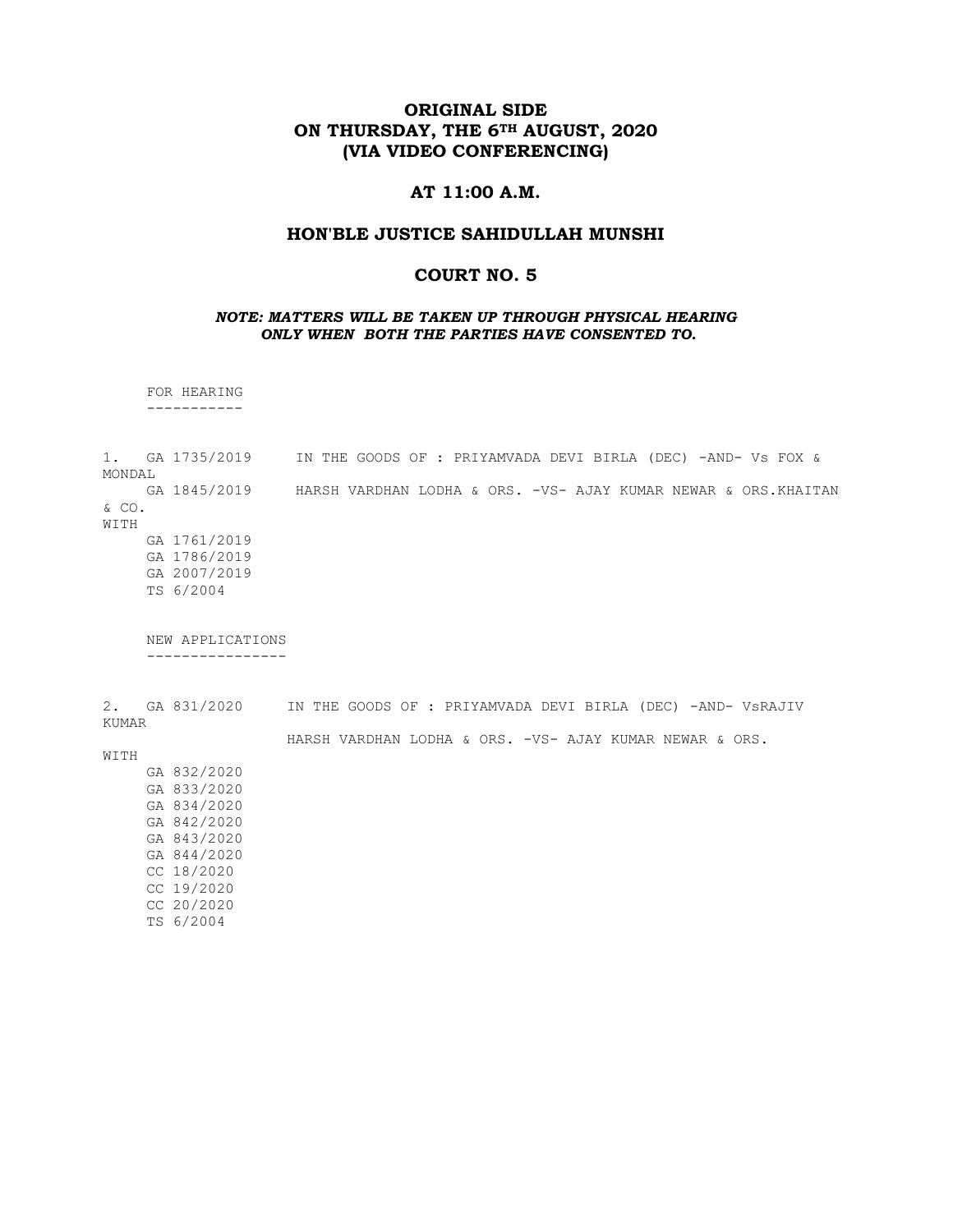**ORIGINAL SIDE**
**ON THURSDAY, THE 6TH AUGUST, 2020**
**(VIA VIDEO CONFERENCING)**

**AT 11:00 A.M.**

**HON'BLE JUSTICE SAHIDULLAH MUNSHI**

**COURT NO. 5**

***NOTE: MATTERS WILL BE TAKEN UP THROUGH PHYSICAL HEARING ONLY WHEN BOTH THE PARTIES HAVE CONSENTED TO.***

FOR HEARING
-----------

1. GA 1735/2019 IN THE GOODS OF : PRIYAMVADA DEVI BIRLA (DEC) -AND- Vs FOX & MONDAL
   GA 1845/2019 HARSH VARDHAN LODHA & ORS. -VS- AJAY KUMAR NEWAR & ORS.KHAITAN & CO.
   WITH
   GA 1761/2019
   GA 1786/2019
   GA 2007/2019
   TS 6/2004

NEW APPLICATIONS
----------------

2. GA 831/2020 IN THE GOODS OF : PRIYAMVADA DEVI BIRLA (DEC) -AND- VsRAJIV KUMAR
   HARSH VARDHAN LODHA & ORS. -VS- AJAY KUMAR NEWAR & ORS.
   WITH
   GA 832/2020
   GA 833/2020
   GA 834/2020
   GA 842/2020
   GA 843/2020
   GA 844/2020
   CC 18/2020
   CC 19/2020
   CC 20/2020
   TS 6/2004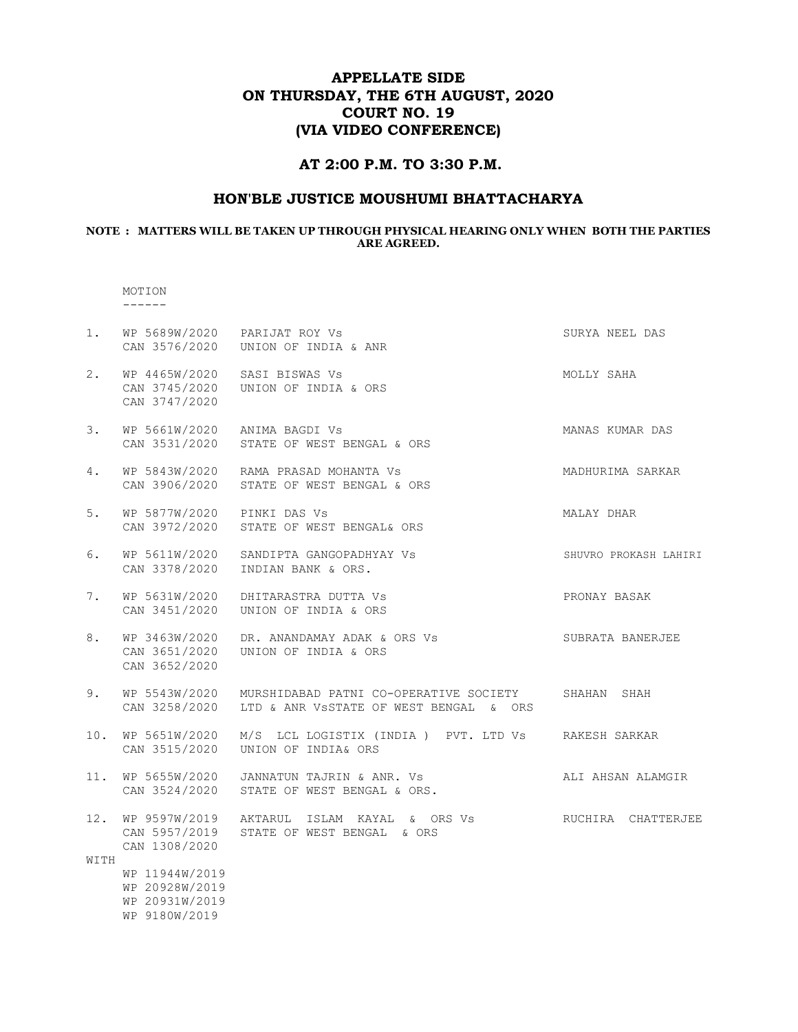# APPELLATE SIDE
# ON THURSDAY, THE 6TH AUGUST, 2020
# COURT NO. 19
# (VIA VIDEO CONFERENCE)

## AT 2:00 P.M. TO 3:30 P.M.

## HON'BLE JUSTICE MOUSHUMI BHATTACHARYA

**NOTE : MATTERS WILL BE TAKEN UP THROUGH PHYSICAL HEARING ONLY WHEN BOTH THE PARTIES ARE AGREED.**

MOTION
------

| No. | Case No. | Parties | Advocate |
|---|---|---|---|
| 1. | WP 5689W/2020<br>CAN 3576/2020 | PARIJAT ROY Vs<br>UNION OF INDIA & ANR | SURYA NEEL DAS |
| 2. | WP 4465W/2020<br>CAN 3745/2020<br>CAN 3747/2020 | SASI BISWAS Vs<br>UNION OF INDIA & ORS | MOLLY SAHA |
| 3. | WP 5661W/2020<br>CAN 3531/2020 | ANIMA BAGDI Vs<br>STATE OF WEST BENGAL & ORS | MANAS KUMAR DAS |
| 4. | WP 5843W/2020<br>CAN 3906/2020 | RAMA PRASAD MOHANTA Vs<br>STATE OF WEST BENGAL & ORS | MADHURIMA SARKAR |
| 5. | WP 5877W/2020<br>CAN 3972/2020 | PINKI DAS Vs<br>STATE OF WEST BENGAL& ORS | MALAY DHAR |
| 6. | WP 5611W/2020<br>CAN 3378/2020 | SANDIPTA GANGOPADHYAY Vs<br>INDIAN BANK & ORS. | SHUVRO PROKASH LAHIRI |
| 7. | WP 5631W/2020<br>CAN 3451/2020 | DHITARASTRA DUTTA Vs<br>UNION OF INDIA & ORS | PRONAY BASAK |
| 8. | WP 3463W/2020<br>CAN 3651/2020<br>CAN 3652/2020 | DR. ANANDAMAY ADAK & ORS Vs<br>UNION OF INDIA & ORS | SUBRATA BANERJEE |
| 9. | WP 5543W/2020<br>CAN 3258/2020 | MURSHIDABAD PATNI CO-OPERATIVE SOCIETY<br>LTD & ANR VsSTATE OF WEST BENGAL & ORS | SHAHAN SHAH |
| 10. | WP 5651W/2020<br>CAN 3515/2020 | M/S LCL LOGISTIX (INDIA ) PVT. LTD Vs<br>UNION OF INDIA& ORS | RAKESH SARKAR |
| 11. | WP 5655W/2020<br>CAN 3524/2020 | JANNATUN TAJRIN & ANR. Vs<br>STATE OF WEST BENGAL & ORS. | ALI AHSAN ALAMGIR |
| 12. | WP 9597W/2019<br>CAN 5957/2019<br>CAN 1308/2020 | AKTARUL ISLAM KAYAL & ORS Vs<br>STATE OF WEST BENGAL & ORS | RUCHIRA CHATTERJEE |
| WITH | WP 11944W/2019<br>WP 20928W/2019<br>WP 20931W/2019<br>WP 9180W/2019 | | |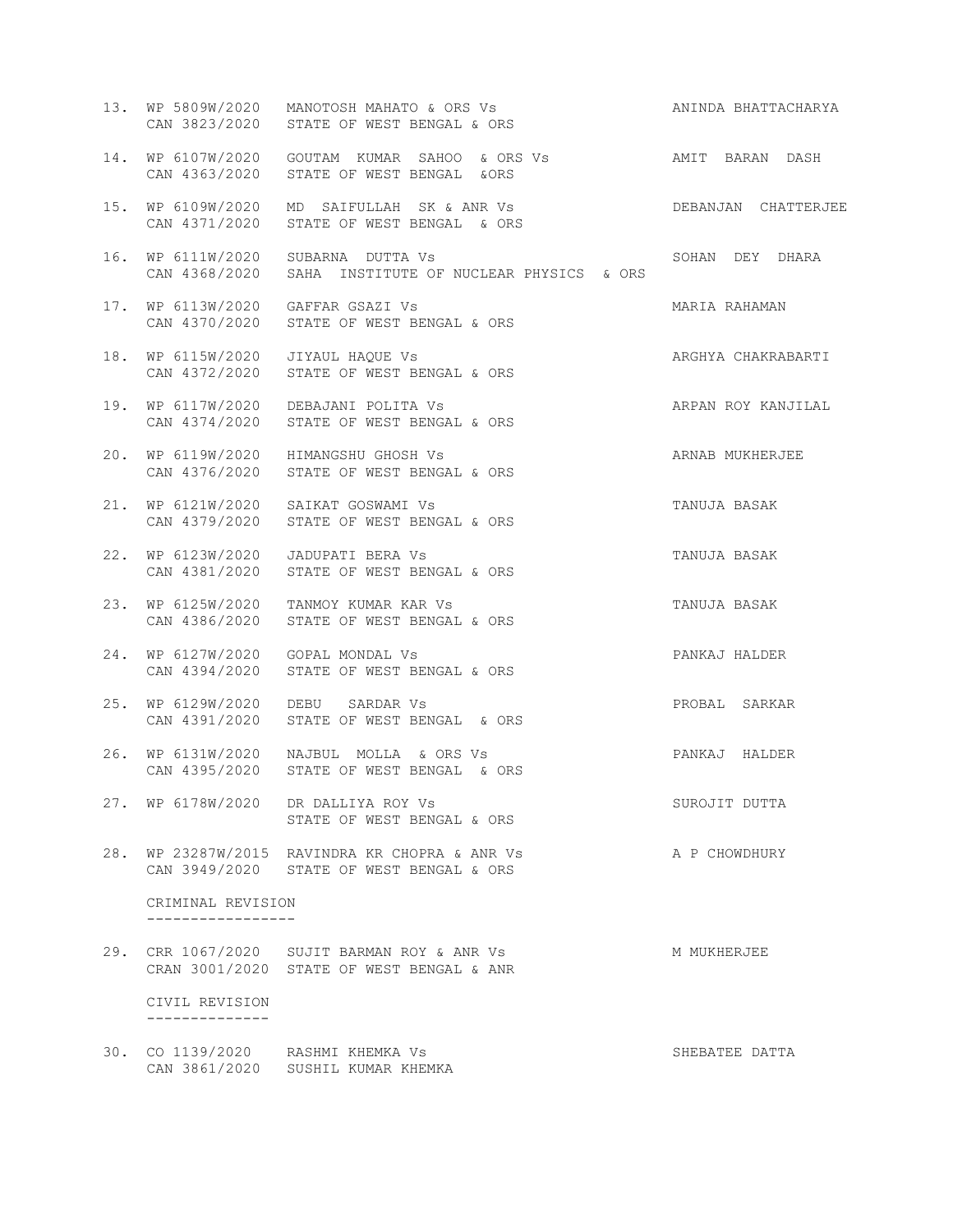13. WP 5809W/2020 MANOTOSH MAHATO & ORS Vs ANINDA BHATTACHARYA
    CAN 3823/2020 STATE OF WEST BENGAL & ORS

14. WP 6107W/2020 GOUTAM KUMAR SAHOO & ORS Vs AMIT BARAN DASH
    CAN 4363/2020 STATE OF WEST BENGAL &ORS

15. WP 6109W/2020 MD SAIFULLAH SK & ANR Vs DEBANJAN CHATTERJEE
    CAN 4371/2020 STATE OF WEST BENGAL & ORS

16. WP 6111W/2020 SUBARNA DUTTA Vs SOHAN DEY DHARA
    CAN 4368/2020 SAHA INSTITUTE OF NUCLEAR PHYSICS & ORS

17. WP 6113W/2020 GAFFAR GSAZI Vs MARIA RAHAMAN
    CAN 4370/2020 STATE OF WEST BENGAL & ORS

18. WP 6115W/2020 JIYAUL HAQUE Vs ARGHYA CHAKRABARTI
    CAN 4372/2020 STATE OF WEST BENGAL & ORS

19. WP 6117W/2020 DEBAJANI POLITA Vs ARPAN ROY KANJILAL
    CAN 4374/2020 STATE OF WEST BENGAL & ORS

20. WP 6119W/2020 HIMANGSHU GHOSH Vs ARNAB MUKHERJEE
    CAN 4376/2020 STATE OF WEST BENGAL & ORS

21. WP 6121W/2020 SAIKAT GOSWAMI Vs TANUJA BASAK
    CAN 4379/2020 STATE OF WEST BENGAL & ORS

22. WP 6123W/2020 JADUPATI BERA Vs TANUJA BASAK
    CAN 4381/2020 STATE OF WEST BENGAL & ORS

23. WP 6125W/2020 TANMOY KUMAR KAR Vs TANUJA BASAK
    CAN 4386/2020 STATE OF WEST BENGAL & ORS

24. WP 6127W/2020 GOPAL MONDAL Vs PANKAJ HALDER
    CAN 4394/2020 STATE OF WEST BENGAL & ORS

25. WP 6129W/2020 DEBU SARDAR Vs PROBAL SARKAR
    CAN 4391/2020 STATE OF WEST BENGAL & ORS

26. WP 6131W/2020 NAJBUL MOLLA & ORS Vs PANKAJ HALDER
    CAN 4395/2020 STATE OF WEST BENGAL & ORS

27. WP 6178W/2020 DR DALLIYA ROY Vs SUROJIT DUTTA
    STATE OF WEST BENGAL & ORS

28. WP 23287W/2015 RAVINDRA KR CHOPRA & ANR Vs A P CHOWDHURY
    CAN 3949/2020 STATE OF WEST BENGAL & ORS

CRIMINAL REVISION
-----------------

29. CRR 1067/2020 SUJIT BARMAN ROY & ANR Vs M MUKHERJEE
    CRAN 3001/2020 STATE OF WEST BENGAL & ANR

CIVIL REVISION
--------------

30. CO 1139/2020 RASHMI KHEMKA Vs SHEBATEE DATTA
    CAN 3861/2020 SUSHIL KUMAR KHEMKA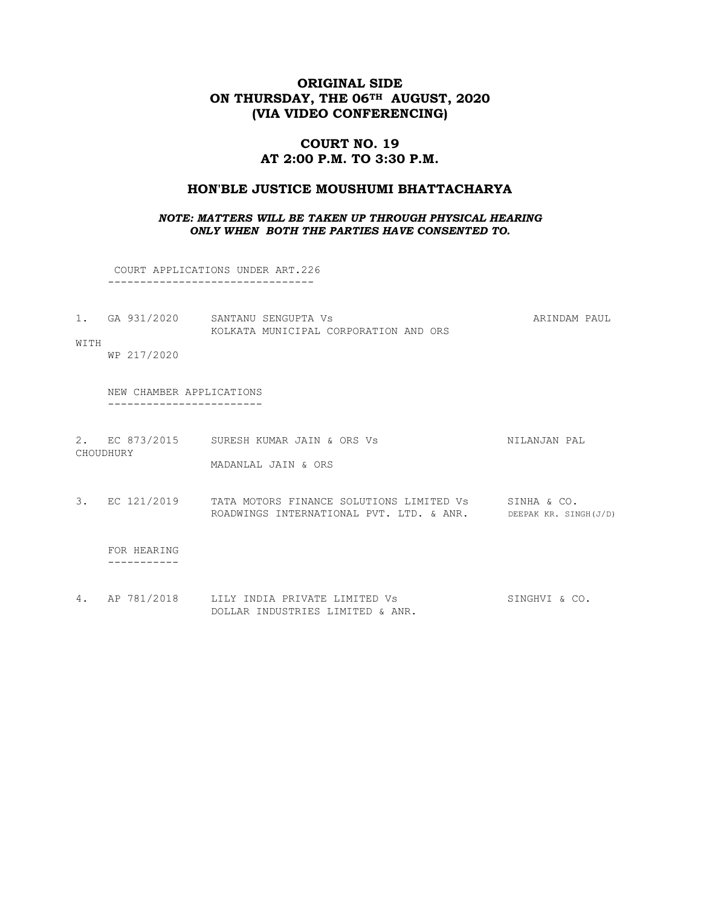## ORIGINAL SIDE
## ON THURSDAY, THE 06TH AUGUST, 2020
## (VIA VIDEO CONFERENCING)

### COURT NO. 19
### AT 2:00 P.M. TO 3:30 P.M.

### HON'BLE JUSTICE MOUSHUMI BHATTACHARYA

***NOTE: MATTERS WILL BE TAKEN UP THROUGH PHYSICAL HEARING ONLY WHEN BOTH THE PARTIES HAVE CONSENTED TO.***

COURT APPLICATIONS UNDER ART.226
--------------------------------

1. GA 931/2020 SANTANU SENGUPTA Vs KOLKATA MUNICIPAL CORPORATION AND ORS — ARINDAM PAUL
   WITH
   WP 217/2020

NEW CHAMBER APPLICATIONS
------------------------

2. EC 873/2015 SURESH KUMAR JAIN & ORS Vs MADANLAL JAIN & ORS — NILANJAN PAL CHOUDHURY

3. EC 121/2019 TATA MOTORS FINANCE SOLUTIONS LIMITED Vs ROADWINGS INTERNATIONAL PVT. LTD. & ANR. — SINHA & CO., DEEPAK KR. SINGH(J/D)

FOR HEARING
-----------

4. AP 781/2018 LILY INDIA PRIVATE LIMITED Vs DOLLAR INDUSTRIES LIMITED & ANR. — SINGHVI & CO.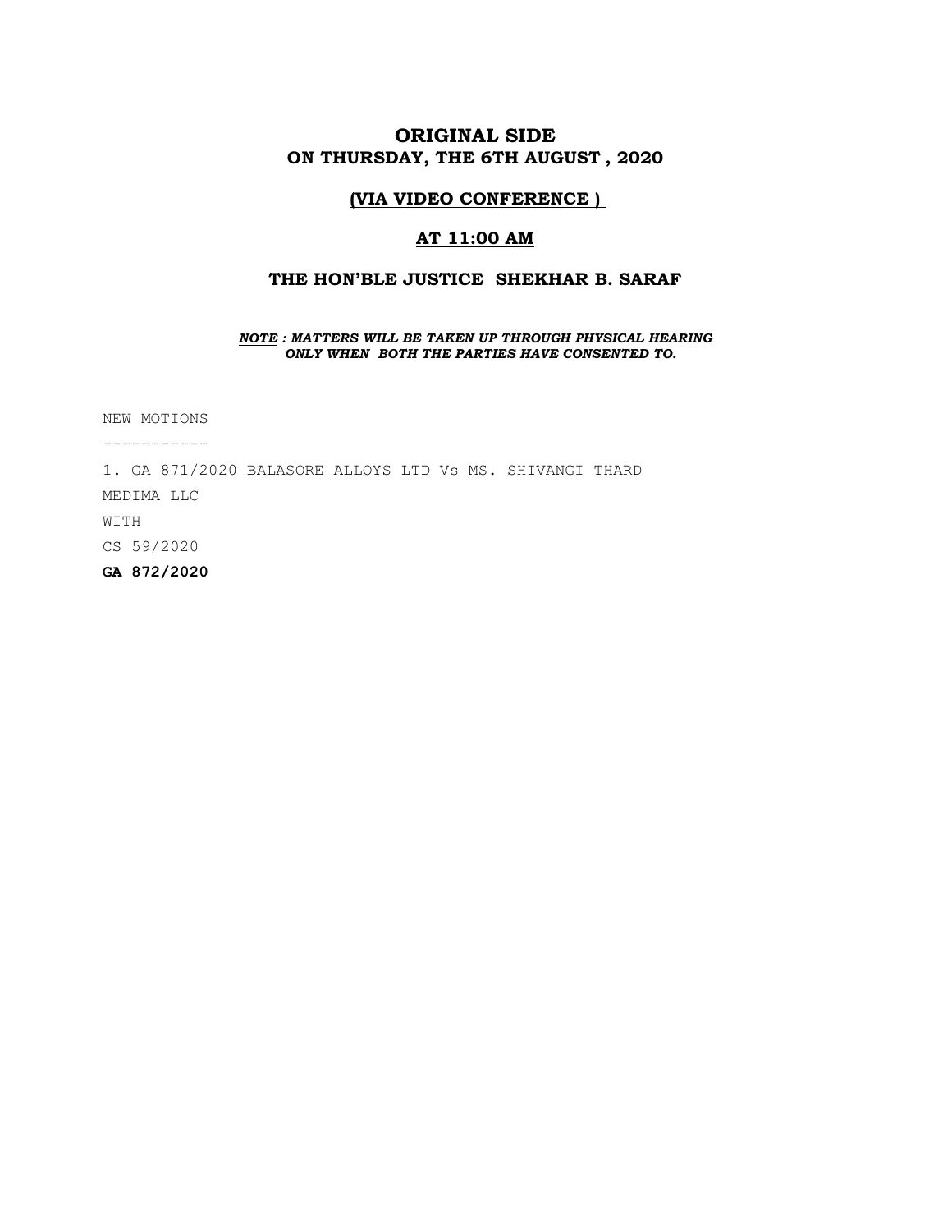# ORIGINAL SIDE
## ON THURSDAY, THE 6TH AUGUST , 2020

**(VIA VIDEO CONFERENCE )**

**AT 11:00 AM**

**THE HON'BLE JUSTICE SHEKHAR B. SARAF**

***NOTE : MATTERS WILL BE TAKEN UP THROUGH PHYSICAL HEARING ONLY WHEN BOTH THE PARTIES HAVE CONSENTED TO.***

NEW MOTIONS

-----------

1. GA 871/2020 BALASORE ALLOYS LTD Vs MS. SHIVANGI THARD

MEDIMA LLC

WITH

CS 59/2020

**GA 872/2020**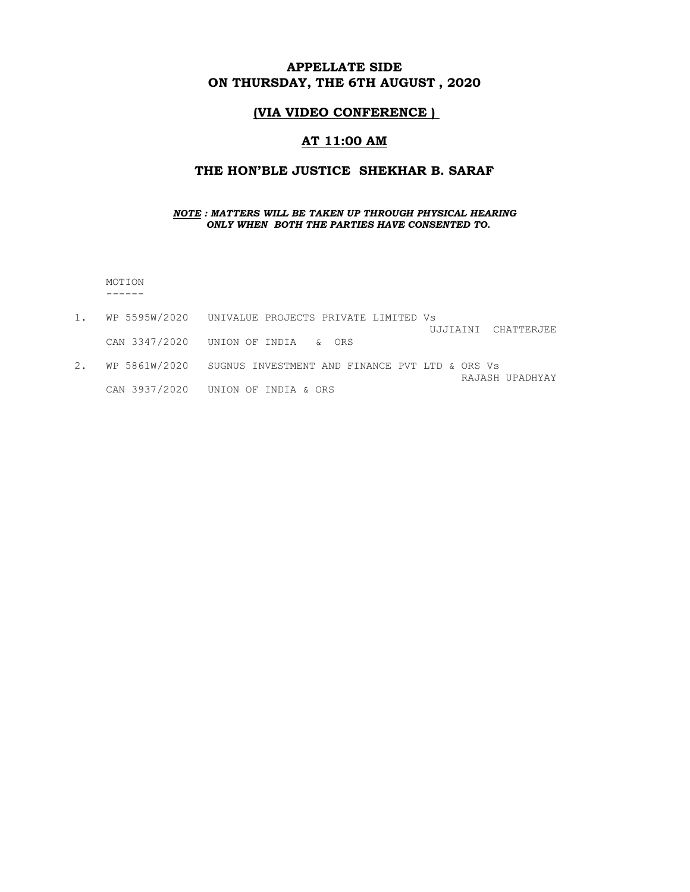## APPELLATE SIDE
## ON THURSDAY, THE 6TH AUGUST , 2020

## (VIA VIDEO CONFERENCE )

## AT 11:00 AM

## THE HON'BLE JUSTICE SHEKHAR B. SARAF

***NOTE : MATTERS WILL BE TAKEN UP THROUGH PHYSICAL HEARING ONLY WHEN BOTH THE PARTIES HAVE CONSENTED TO.***

MOTION
------

1. WP 5595W/2020 UNIVALUE PROJECTS PRIVATE LIMITED Vs UJJIAINI CHATTERJEE
   CAN 3347/2020 UNION OF INDIA & ORS

2. WP 5861W/2020 SUGNUS INVESTMENT AND FINANCE PVT LTD & ORS Vs RAJASH UPADHYAY
   CAN 3937/2020 UNION OF INDIA & ORS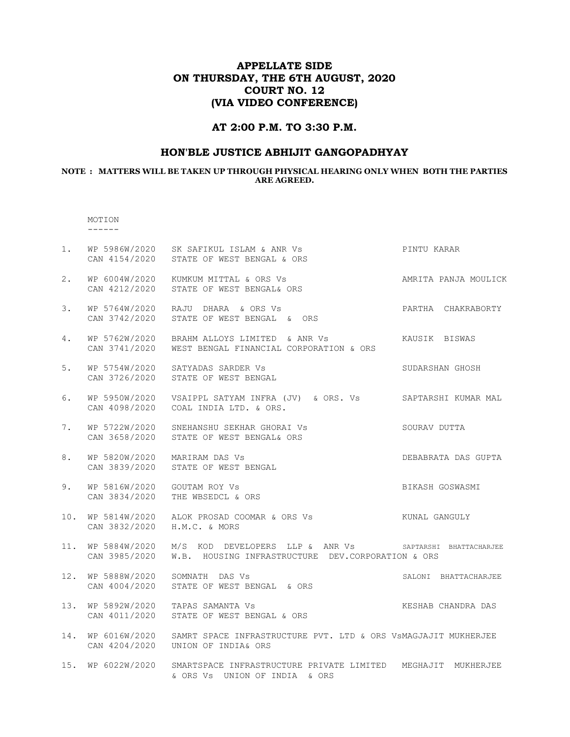# APPELLATE SIDE
# ON THURSDAY, THE 6TH AUGUST, 2020
# COURT NO. 12
# (VIA VIDEO CONFERENCE)

## AT 2:00 P.M. TO 3:30 P.M.

## HON'BLE JUSTICE ABHIJIT GANGOPADHYAY

**NOTE : MATTERS WILL BE TAKEN UP THROUGH PHYSICAL HEARING ONLY WHEN BOTH THE PARTIES ARE AGREED.**

MOTION
------

| No. | Case No. | Parties | Advocate |
|---|---|---|---|
| 1. | WP 5986W/2020<br>CAN 4154/2020 | SK SAFIKUL ISLAM & ANR Vs<br>STATE OF WEST BENGAL & ORS | PINTU KARAR |
| 2. | WP 6004W/2020<br>CAN 4212/2020 | KUMKUM MITTAL & ORS Vs<br>STATE OF WEST BENGAL& ORS | AMRITA PANJA MOULICK |
| 3. | WP 5764W/2020<br>CAN 3742/2020 | RAJU DHARA & ORS Vs<br>STATE OF WEST BENGAL & ORS | PARTHA CHAKRABORTY |
| 4. | WP 5762W/2020<br>CAN 3741/2020 | BRAHM ALLOYS LIMITED & ANR Vs<br>WEST BENGAL FINANCIAL CORPORATION & ORS | KAUSIK BISWAS |
| 5. | WP 5754W/2020<br>CAN 3726/2020 | SATYADAS SARDER Vs<br>STATE OF WEST BENGAL | SUDARSHAN GHOSH |
| 6. | WP 5950W/2020<br>CAN 4098/2020 | VSAIPPL SATYAM INFRA (JV) & ORS. Vs<br>COAL INDIA LTD. & ORS. | SAPTARSHI KUMAR MAL |
| 7. | WP 5722W/2020<br>CAN 3658/2020 | SNEHANSHU SEKHAR GHORAI Vs<br>STATE OF WEST BENGAL& ORS | SOURAV DUTTA |
| 8. | WP 5820W/2020<br>CAN 3839/2020 | MARIRAM DAS Vs<br>STATE OF WEST BENGAL | DEBABRATA DAS GUPTA |
| 9. | WP 5816W/2020<br>CAN 3834/2020 | GOUTAM ROY Vs<br>THE WBSEDCL & ORS | BIKASH GOSWASMI |
| 10. | WP 5814W/2020<br>CAN 3832/2020 | ALOK PROSAD COOMAR & ORS Vs<br>H.M.C. & MORS | KUNAL GANGULY |
| 11. | WP 5884W/2020<br>CAN 3985/2020 | M/S KOD DEVELOPERS LLP & ANR Vs<br>W.B. HOUSING INFRASTRUCTURE DEV.CORPORATION & ORS | SAPTARSHI BHATTACHARJEE |
| 12. | WP 5888W/2020<br>CAN 4004/2020 | SOMNATH DAS Vs<br>STATE OF WEST BENGAL & ORS | SALONI BHATTACHARJEE |
| 13. | WP 5892W/2020<br>CAN 4011/2020 | TAPAS SAMANTA Vs<br>STATE OF WEST BENGAL & ORS | KESHAB CHANDRA DAS |
| 14. | WP 6016W/2020<br>CAN 4204/2020 | SAMRT SPACE INFRASTRUCTURE PVT. LTD & ORS Vs<br>UNION OF INDIA& ORS | MAGJAJIT MUKHERJEE |
| 15. | WP 6022W/2020 | SMARTSPACE INFRASTRUCTURE PRIVATE LIMITED & ORS Vs UNION OF INDIA & ORS | MEGHAJIT MUKHERJEE |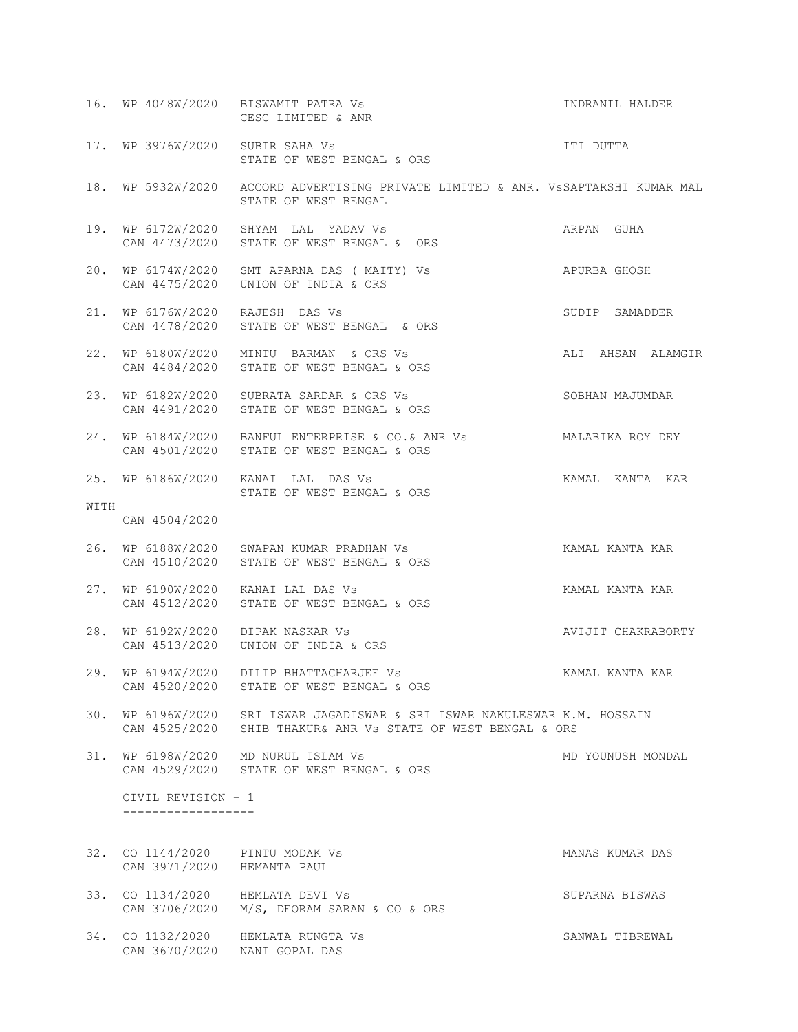16. WP 4048W/2020 BISWAMIT PATRA Vs CESC LIMITED & ANR — INDRANIL HALDER

17. WP 3976W/2020 SUBIR SAHA Vs STATE OF WEST BENGAL & ORS — ITI DUTTA

18. WP 5932W/2020 ACCORD ADVERTISING PRIVATE LIMITED & ANR. Vs STATE OF WEST BENGAL — SAPTARSHI KUMAR MAL

19. WP 6172W/2020 CAN 4473/2020 SHYAM LAL YADAV Vs STATE OF WEST BENGAL & ORS — ARPAN GUHA

20. WP 6174W/2020 CAN 4475/2020 SMT APARNA DAS ( MAITY) Vs UNION OF INDIA & ORS — APURBA GHOSH

21. WP 6176W/2020 CAN 4478/2020 RAJESH DAS Vs STATE OF WEST BENGAL & ORS — SUDIP SAMADDER

22. WP 6180W/2020 CAN 4484/2020 MINTU BARMAN & ORS Vs STATE OF WEST BENGAL & ORS — ALI AHSAN ALAMGIR

23. WP 6182W/2020 CAN 4491/2020 SUBRATA SARDAR & ORS Vs STATE OF WEST BENGAL & ORS — SOBHAN MAJUMDAR

24. WP 6184W/2020 CAN 4501/2020 BANFUL ENTERPRISE & CO.& ANR Vs STATE OF WEST BENGAL & ORS — MALABIKA ROY DEY

25. WP 6186W/2020 KANAI LAL DAS Vs STATE OF WEST BENGAL & ORS — KAMAL KANTA KAR

WITH CAN 4504/2020

26. WP 6188W/2020 CAN 4510/2020 SWAPAN KUMAR PRADHAN Vs STATE OF WEST BENGAL & ORS — KAMAL KANTA KAR

27. WP 6190W/2020 CAN 4512/2020 KANAI LAL DAS Vs STATE OF WEST BENGAL & ORS — KAMAL KANTA KAR

28. WP 6192W/2020 CAN 4513/2020 DIPAK NASKAR Vs UNION OF INDIA & ORS — AVIJIT CHAKRABORTY

29. WP 6194W/2020 CAN 4520/2020 DILIP BHATTACHARJEE Vs STATE OF WEST BENGAL & ORS — KAMAL KANTA KAR

30. WP 6196W/2020 CAN 4525/2020 SRI ISWAR JAGADISWAR & SRI ISWAR NAKULESWAR SHIB THAKUR& ANR Vs STATE OF WEST BENGAL & ORS — K.M. HOSSAIN

31. WP 6198W/2020 CAN 4529/2020 MD NURUL ISLAM Vs STATE OF WEST BENGAL & ORS — MD YOUNUSH MONDAL

CIVIL REVISION - 1
------------------

32. CO 1144/2020 CAN 3971/2020 PINTU MODAK Vs HEMANTA PAUL — MANAS KUMAR DAS

33. CO 1134/2020 CAN 3706/2020 HEMLATA DEVI Vs M/S, DEORAM SARAN & CO & ORS — SUPARNA BISWAS

34. CO 1132/2020 CAN 3670/2020 HEMLATA RUNGTA Vs NANI GOPAL DAS — SANWAL TIBREWAL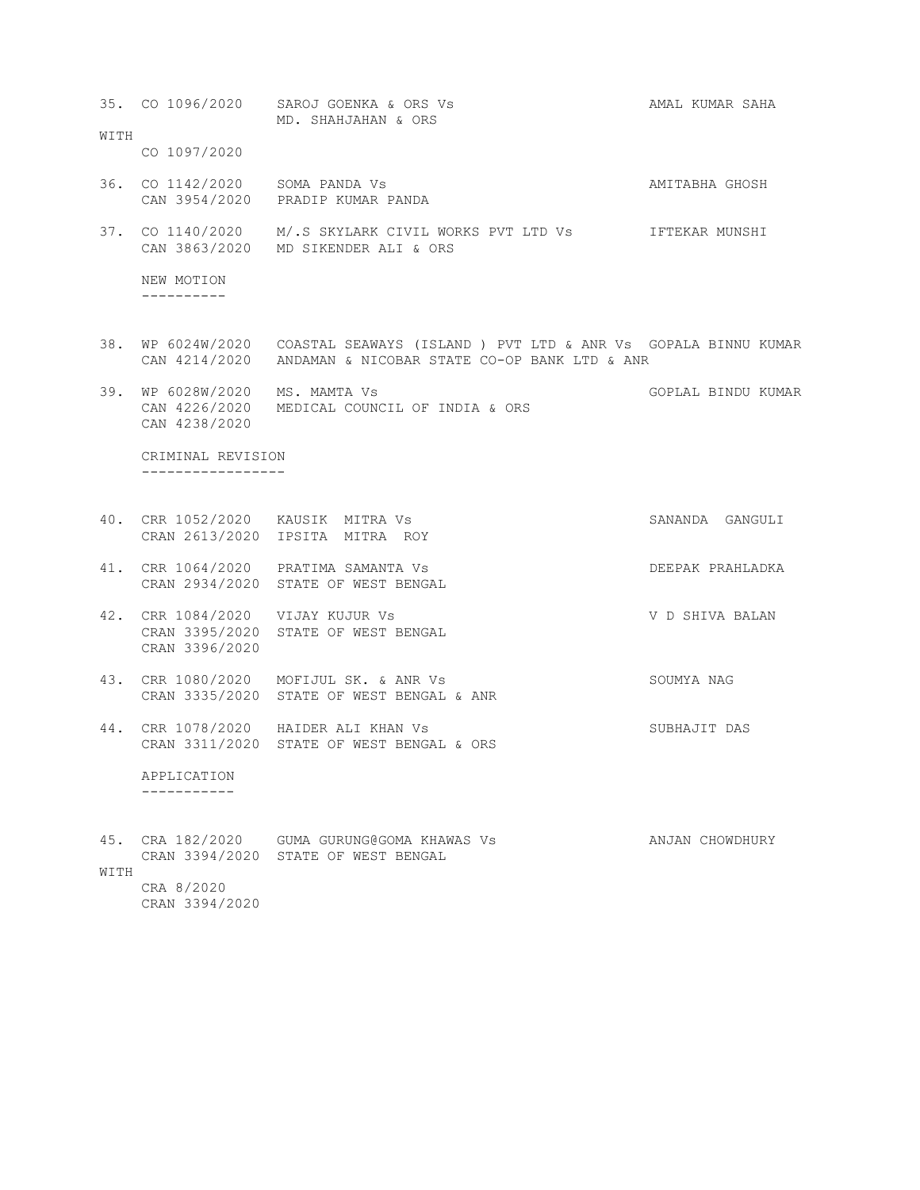35. CO 1096/2020 SAROJ GOENKA & ORS Vs MD. SHAHJAHAN & ORS — AMAL KUMAR SAHA

WITH

CO 1097/2020

36. CO 1142/2020 SOMA PANDA Vs PRADIP KUMAR PANDA — AMITABHA GHOSH
    CAN 3954/2020

37. CO 1140/2020 M/.S SKYLARK CIVIL WORKS PVT LTD Vs MD SIKENDER ALI & ORS — IFTEKAR MUNSHI
    CAN 3863/2020

NEW MOTION
----------

38. WP 6024W/2020 COASTAL SEAWAYS (ISLAND ) PVT LTD & ANR Vs ANDAMAN & NICOBAR STATE CO-OP BANK LTD & ANR — GOPALA BINNU KUMAR
    CAN 4214/2020

39. WP 6028W/2020 MS. MAMTA Vs MEDICAL COUNCIL OF INDIA & ORS — GOPLAL BINDU KUMAR
    CAN 4226/2020
    CAN 4238/2020

CRIMINAL REVISION
-----------------

40. CRR 1052/2020 KAUSIK MITRA Vs IPSITA MITRA ROY — SANANDA GANGULI
    CRAN 2613/2020

41. CRR 1064/2020 PRATIMA SAMANTA Vs STATE OF WEST BENGAL — DEEPAK PRAHLADKA
    CRAN 2934/2020

42. CRR 1084/2020 VIJAY KUJUR Vs STATE OF WEST BENGAL — V D SHIVA BALAN
    CRAN 3395/2020
    CRAN 3396/2020

43. CRR 1080/2020 MOFIJUL SK. & ANR Vs STATE OF WEST BENGAL & ANR — SOUMYA NAG
    CRAN 3335/2020

44. CRR 1078/2020 HAIDER ALI KHAN Vs STATE OF WEST BENGAL & ORS — SUBHAJIT DAS
    CRAN 3311/2020

APPLICATION
-----------

45. CRA 182/2020 GUMA GURUNG@GOMA KHAWAS Vs STATE OF WEST BENGAL — ANJAN CHOWDHURY
    CRAN 3394/2020

WITH

CRA 8/2020
CRAN 3394/2020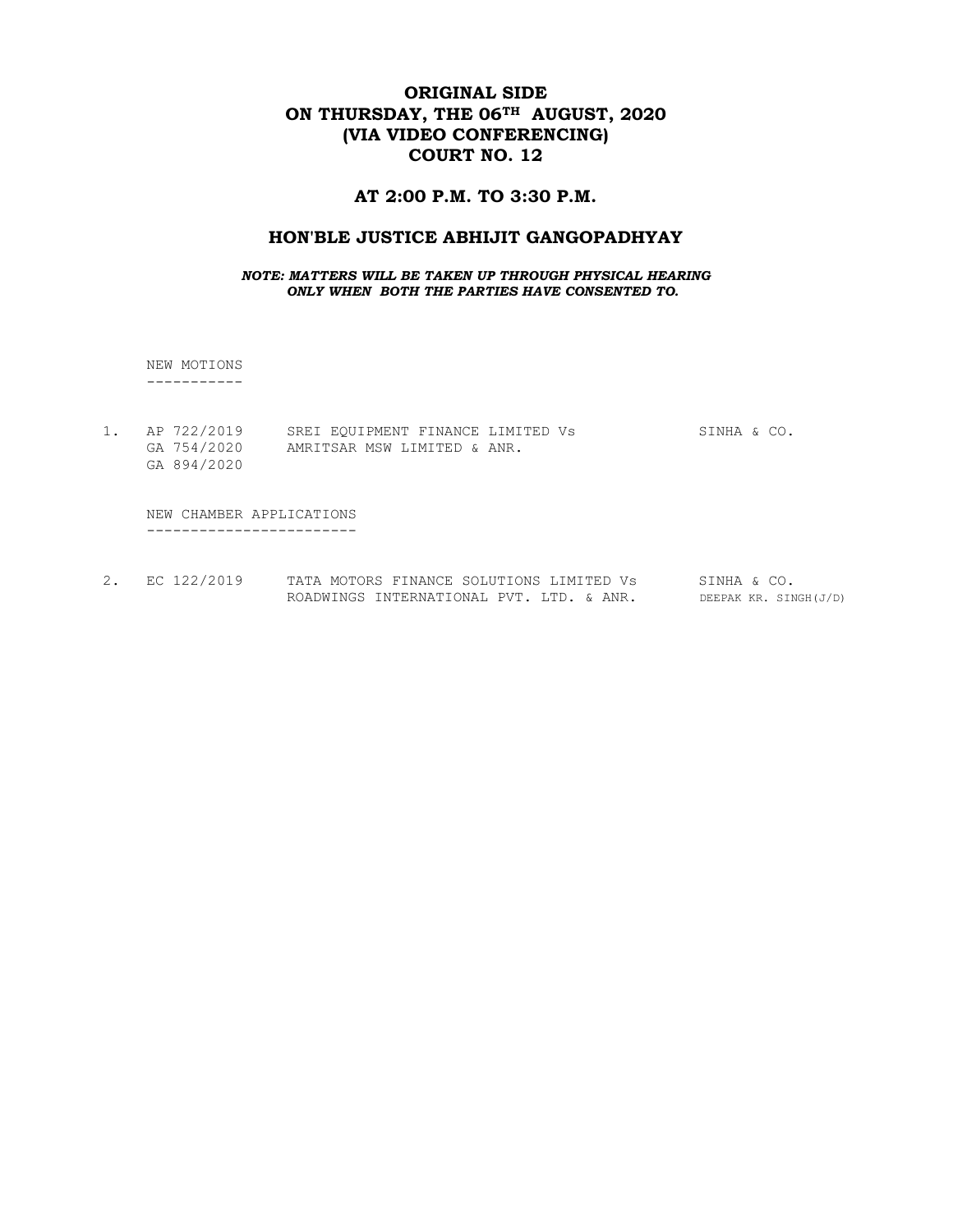# ORIGINAL SIDE
# ON THURSDAY, THE 06TH AUGUST, 2020
# (VIA VIDEO CONFERENCING)
# COURT NO. 12

## AT 2:00 P.M. TO 3:30 P.M.

## HON'BLE JUSTICE ABHIJIT GANGOPADHYAY

***NOTE: MATTERS WILL BE TAKEN UP THROUGH PHYSICAL HEARING ONLY WHEN BOTH THE PARTIES HAVE CONSENTED TO.***

NEW MOTIONS
-----------

| | | | |
|---|---|---|---|
| 1. | AP 722/2019<br>GA 754/2020<br>GA 894/2020 | SREI EQUIPMENT FINANCE LIMITED Vs<br>AMRITSAR MSW LIMITED & ANR. | SINHA & CO. |

NEW CHAMBER APPLICATIONS
------------------------

| | | | |
|---|---|---|---|
| 2. | EC 122/2019 | TATA MOTORS FINANCE SOLUTIONS LIMITED Vs<br>ROADWINGS INTERNATIONAL PVT. LTD. & ANR. | SINHA & CO.<br>DEEPAK KR. SINGH(J/D) |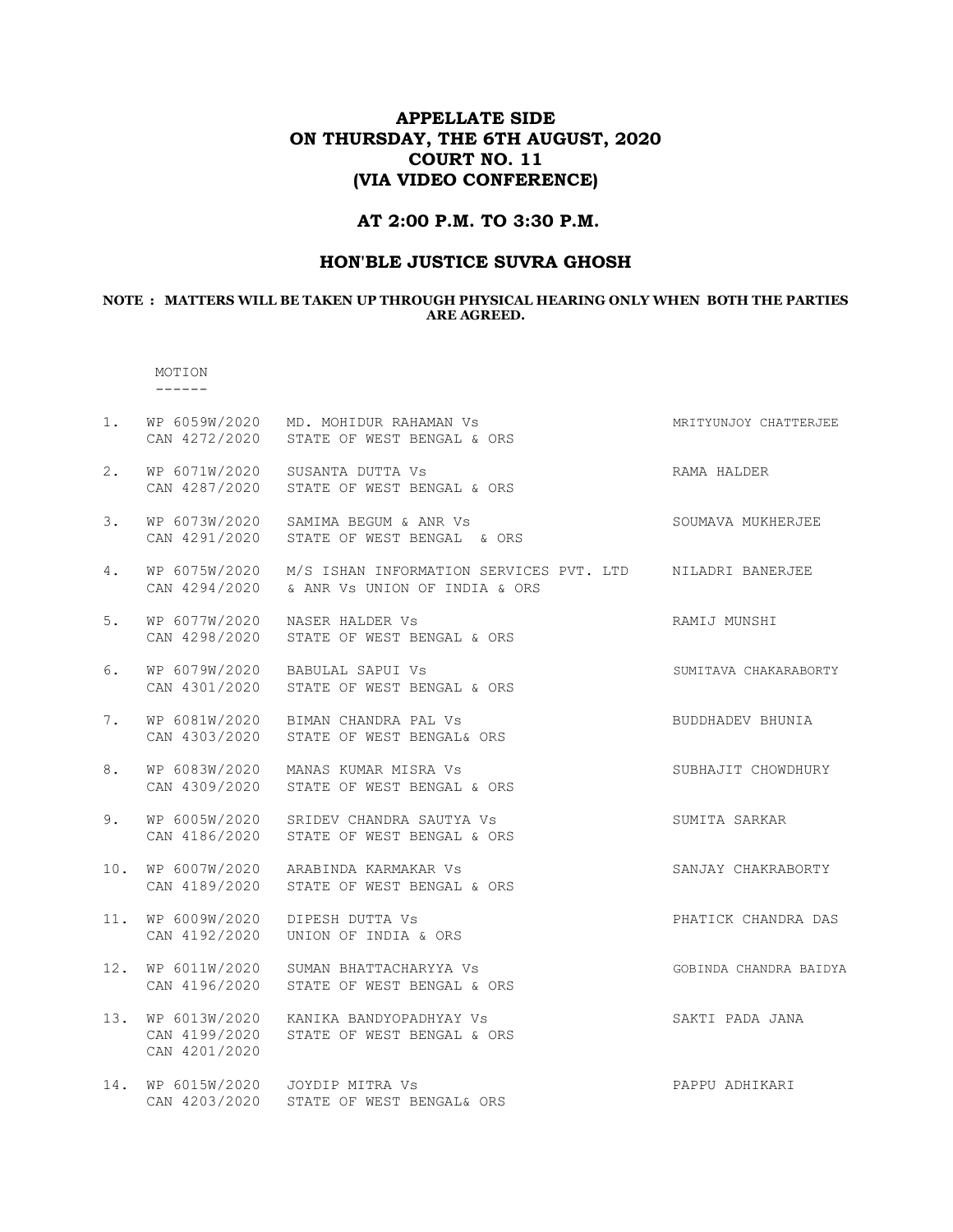# APPELLATE SIDE
# ON THURSDAY, THE 6TH AUGUST, 2020
# COURT NO. 11
# (VIA VIDEO CONFERENCE)

## AT 2:00 P.M. TO 3:30 P.M.

## HON'BLE JUSTICE SUVRA GHOSH

**NOTE : MATTERS WILL BE TAKEN UP THROUGH PHYSICAL HEARING ONLY WHEN BOTH THE PARTIES ARE AGREED.**

MOTION
------

| No. | Case No. | Parties | Advocate |
|---|---|---|---|
| 1. | WP 6059W/2020<br>CAN 4272/2020 | MD. MOHIDUR RAHAMAN Vs<br>STATE OF WEST BENGAL & ORS | MRITYUNJOY CHATTERJEE |
| 2. | WP 6071W/2020<br>CAN 4287/2020 | SUSANTA DUTTA Vs<br>STATE OF WEST BENGAL & ORS | RAMA HALDER |
| 3. | WP 6073W/2020<br>CAN 4291/2020 | SAMIMA BEGUM & ANR Vs<br>STATE OF WEST BENGAL & ORS | SOUMAVA MUKHERJEE |
| 4. | WP 6075W/2020<br>CAN 4294/2020 | M/S ISHAN INFORMATION SERVICES PVT. LTD<br>& ANR Vs UNION OF INDIA & ORS | NILADRI BANERJEE |
| 5. | WP 6077W/2020<br>CAN 4298/2020 | NASER HALDER Vs<br>STATE OF WEST BENGAL & ORS | RAMIJ MUNSHI |
| 6. | WP 6079W/2020<br>CAN 4301/2020 | BABULAL SAPUI Vs<br>STATE OF WEST BENGAL & ORS | SUMITAVA CHAKARABORTY |
| 7. | WP 6081W/2020<br>CAN 4303/2020 | BIMAN CHANDRA PAL Vs<br>STATE OF WEST BENGAL& ORS | BUDDHADEV BHUNIA |
| 8. | WP 6083W/2020<br>CAN 4309/2020 | MANAS KUMAR MISRA Vs<br>STATE OF WEST BENGAL & ORS | SUBHAJIT CHOWDHURY |
| 9. | WP 6005W/2020<br>CAN 4186/2020 | SRIDEV CHANDRA SAUTYA Vs<br>STATE OF WEST BENGAL & ORS | SUMITA SARKAR |
| 10. | WP 6007W/2020<br>CAN 4189/2020 | ARABINDA KARMAKAR Vs<br>STATE OF WEST BENGAL & ORS | SANJAY CHAKRABORTY |
| 11. | WP 6009W/2020<br>CAN 4192/2020 | DIPESH DUTTA Vs<br>UNION OF INDIA & ORS | PHATICK CHANDRA DAS |
| 12. | WP 6011W/2020<br>CAN 4196/2020 | SUMAN BHATTACHARYYA Vs<br>STATE OF WEST BENGAL & ORS | GOBINDA CHANDRA BAIDYA |
| 13. | WP 6013W/2020<br>CAN 4199/2020<br>CAN 4201/2020 | KANIKA BANDYOPADHYAY Vs<br>STATE OF WEST BENGAL & ORS | SAKTI PADA JANA |
| 14. | WP 6015W/2020<br>CAN 4203/2020 | JOYDIP MITRA Vs<br>STATE OF WEST BENGAL& ORS | PAPPU ADHIKARI |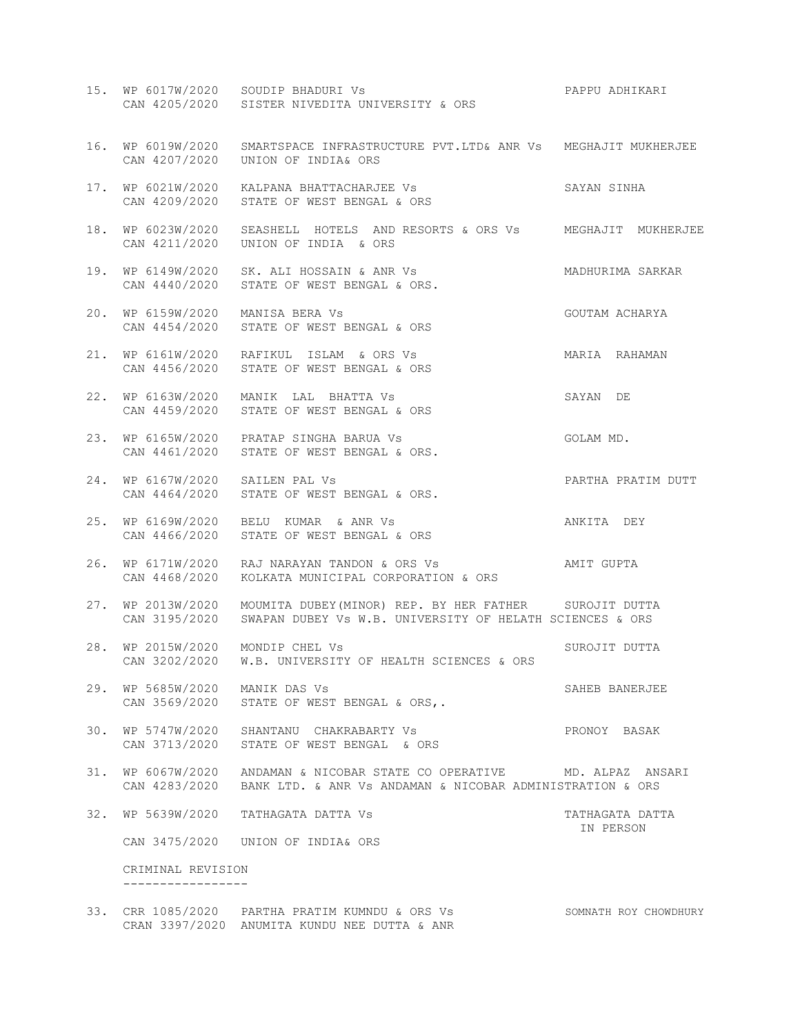15. WP 6017W/2020 SOUDIP BHADURI Vs PAPPU ADHIKARI
    CAN 4205/2020 SISTER NIVEDITA UNIVERSITY & ORS

16. WP 6019W/2020 SMARTSPACE INFRASTRUCTURE PVT.LTD& ANR Vs MEGHAJIT MUKHERJEE
    CAN 4207/2020 UNION OF INDIA& ORS

17. WP 6021W/2020 KALPANA BHATTACHARJEE Vs SAYAN SINHA
    CAN 4209/2020 STATE OF WEST BENGAL & ORS

18. WP 6023W/2020 SEASHELL HOTELS AND RESORTS & ORS Vs MEGHAJIT MUKHERJEE
    CAN 4211/2020 UNION OF INDIA & ORS

19. WP 6149W/2020 SK. ALI HOSSAIN & ANR Vs MADHURIMA SARKAR
    CAN 4440/2020 STATE OF WEST BENGAL & ORS.

20. WP 6159W/2020 MANISA BERA Vs GOUTAM ACHARYA
    CAN 4454/2020 STATE OF WEST BENGAL & ORS

21. WP 6161W/2020 RAFIKUL ISLAM & ORS Vs MARIA RAHAMAN
    CAN 4456/2020 STATE OF WEST BENGAL & ORS

22. WP 6163W/2020 MANIK LAL BHATTA Vs SAYAN DE
    CAN 4459/2020 STATE OF WEST BENGAL & ORS

23. WP 6165W/2020 PRATAP SINGHA BARUA Vs GOLAM MD.
    CAN 4461/2020 STATE OF WEST BENGAL & ORS.

24. WP 6167W/2020 SAILEN PAL Vs PARTHA PRATIM DUTT
    CAN 4464/2020 STATE OF WEST BENGAL & ORS.

25. WP 6169W/2020 BELU KUMAR & ANR Vs ANKITA DEY
    CAN 4466/2020 STATE OF WEST BENGAL & ORS

26. WP 6171W/2020 RAJ NARAYAN TANDON & ORS Vs AMIT GUPTA
    CAN 4468/2020 KOLKATA MUNICIPAL CORPORATION & ORS

27. WP 2013W/2020 MOUMITA DUBEY(MINOR) REP. BY HER FATHER SUROJIT DUTTA
    CAN 3195/2020 SWAPAN DUBEY Vs W.B. UNIVERSITY OF HELATH SCIENCES & ORS

28. WP 2015W/2020 MONDIP CHEL Vs SUROJIT DUTTA
    CAN 3202/2020 W.B. UNIVERSITY OF HEALTH SCIENCES & ORS

29. WP 5685W/2020 MANIK DAS Vs SAHEB BANERJEE
    CAN 3569/2020 STATE OF WEST BENGAL & ORS,.

30. WP 5747W/2020 SHANTANU CHAKRABARTY Vs PRONOY BASAK
    CAN 3713/2020 STATE OF WEST BENGAL & ORS

31. WP 6067W/2020 ANDAMAN & NICOBAR STATE CO OPERATIVE MD. ALPAZ ANSARI
    CAN 4283/2020 BANK LTD. & ANR Vs ANDAMAN & NICOBAR ADMINISTRATION & ORS

32. WP 5639W/2020 TATHAGATA DATTA Vs TATHAGATA DATTA IN PERSON
    CAN 3475/2020 UNION OF INDIA& ORS

CRIMINAL REVISION
-----------------

33. CRR 1085/2020 PARTHA PRATIM KUMNDU & ORS Vs SOMNATH ROY CHOWDHURY
    CRAN 3397/2020 ANUMITA KUNDU NEE DUTTA & ANR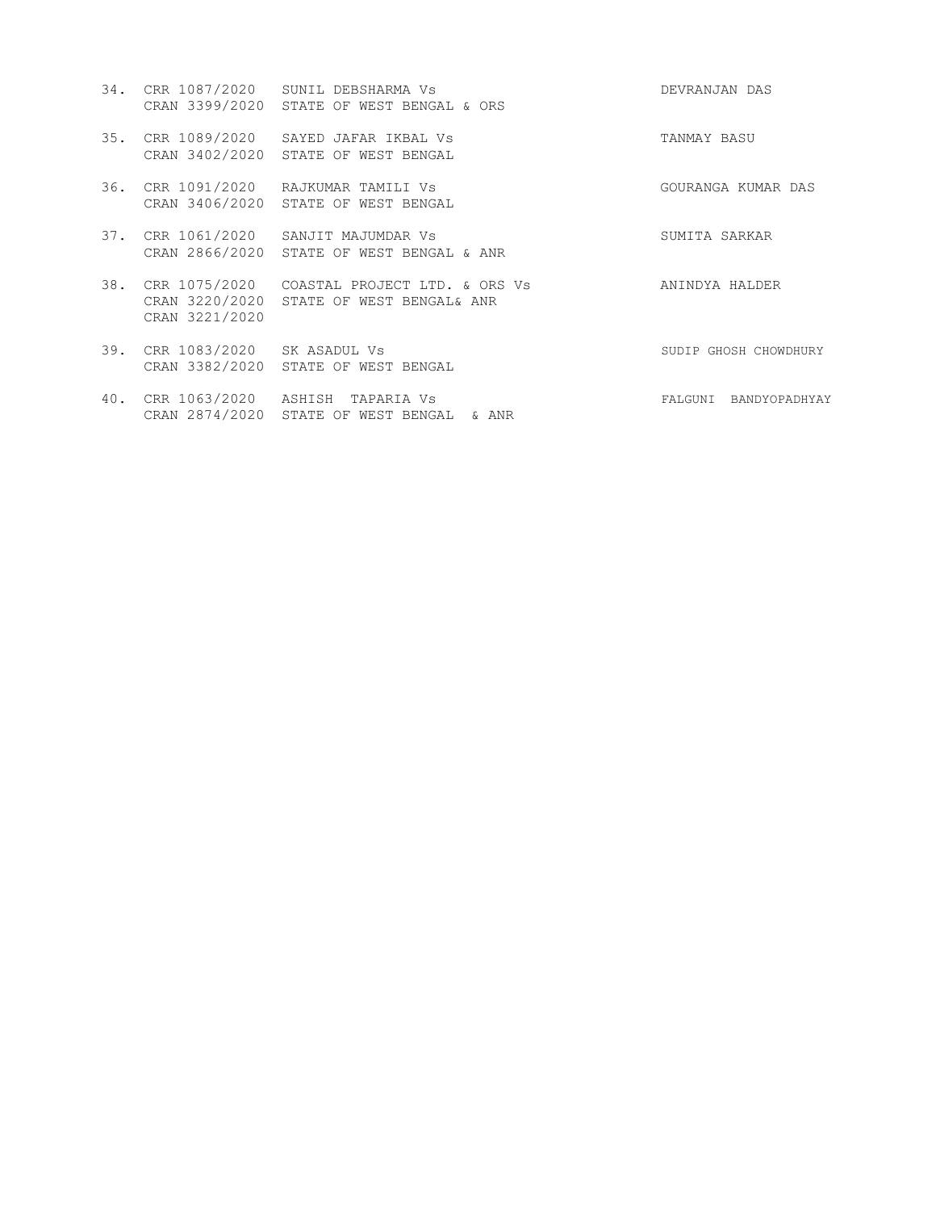| No. | Case No. | Parties | Advocate |
|---|---|---|---|
| 34. | CRR 1087/2020<br>CRAN 3399/2020 | SUNIL DEBSHARMA Vs<br>STATE OF WEST BENGAL & ORS | DEVRANJAN DAS |
| 35. | CRR 1089/2020<br>CRAN 3402/2020 | SAYED JAFAR IKBAL Vs<br>STATE OF WEST BENGAL | TANMAY BASU |
| 36. | CRR 1091/2020<br>CRAN 3406/2020 | RAJKUMAR TAMILI Vs<br>STATE OF WEST BENGAL | GOURANGA KUMAR DAS |
| 37. | CRR 1061/2020<br>CRAN 2866/2020 | SANJIT MAJUMDAR Vs<br>STATE OF WEST BENGAL & ANR | SUMITA SARKAR |
| 38. | CRR 1075/2020<br>CRAN 3220/2020<br>CRAN 3221/2020 | COASTAL PROJECT LTD. & ORS Vs<br>STATE OF WEST BENGAL& ANR | ANINDYA HALDER |
| 39. | CRR 1083/2020<br>CRAN 3382/2020 | SK ASADUL Vs<br>STATE OF WEST BENGAL | SUDIP GHOSH CHOWDHURY |
| 40. | CRR 1063/2020<br>CRAN 2874/2020 | ASHISH TAPARIA Vs<br>STATE OF WEST BENGAL & ANR | FALGUNI BANDYOPADHYAY |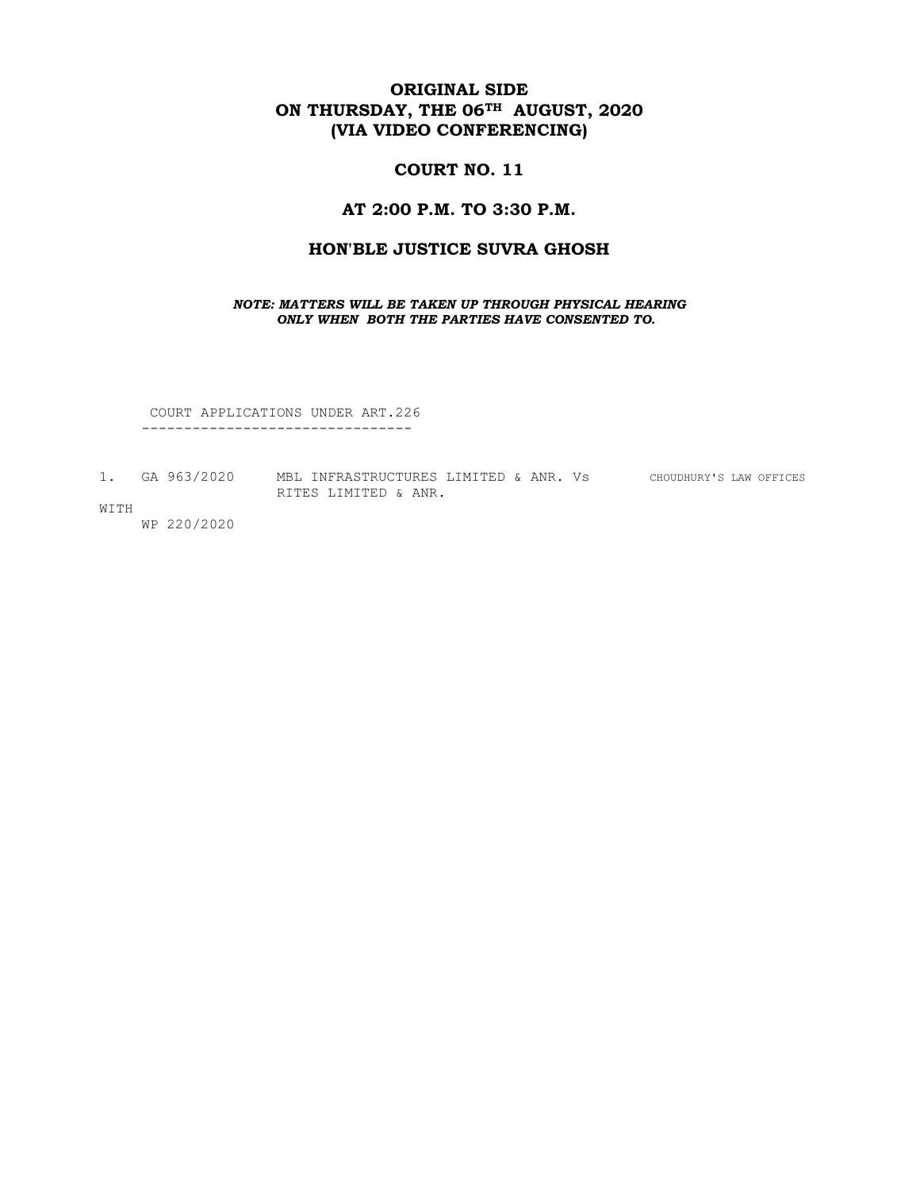**ORIGINAL SIDE**
**ON THURSDAY, THE 06TH AUGUST, 2020**
**(VIA VIDEO CONFERENCING)**

**COURT NO. 11**

**AT 2:00 P.M. TO 3:30 P.M.**

**HON'BLE JUSTICE SUVRA GHOSH**

***NOTE: MATTERS WILL BE TAKEN UP THROUGH PHYSICAL HEARING ONLY WHEN BOTH THE PARTIES HAVE CONSENTED TO.***

COURT APPLICATIONS UNDER ART.226
--------------------------------

| | | | |
|---|---|---|---|
| 1. | GA 963/2020 | MBL INFRASTRUCTURES LIMITED & ANR. Vs RITES LIMITED & ANR. | CHOUDHURY'S LAW OFFICES |
| WITH | | | |
| | WP 220/2020 | | |